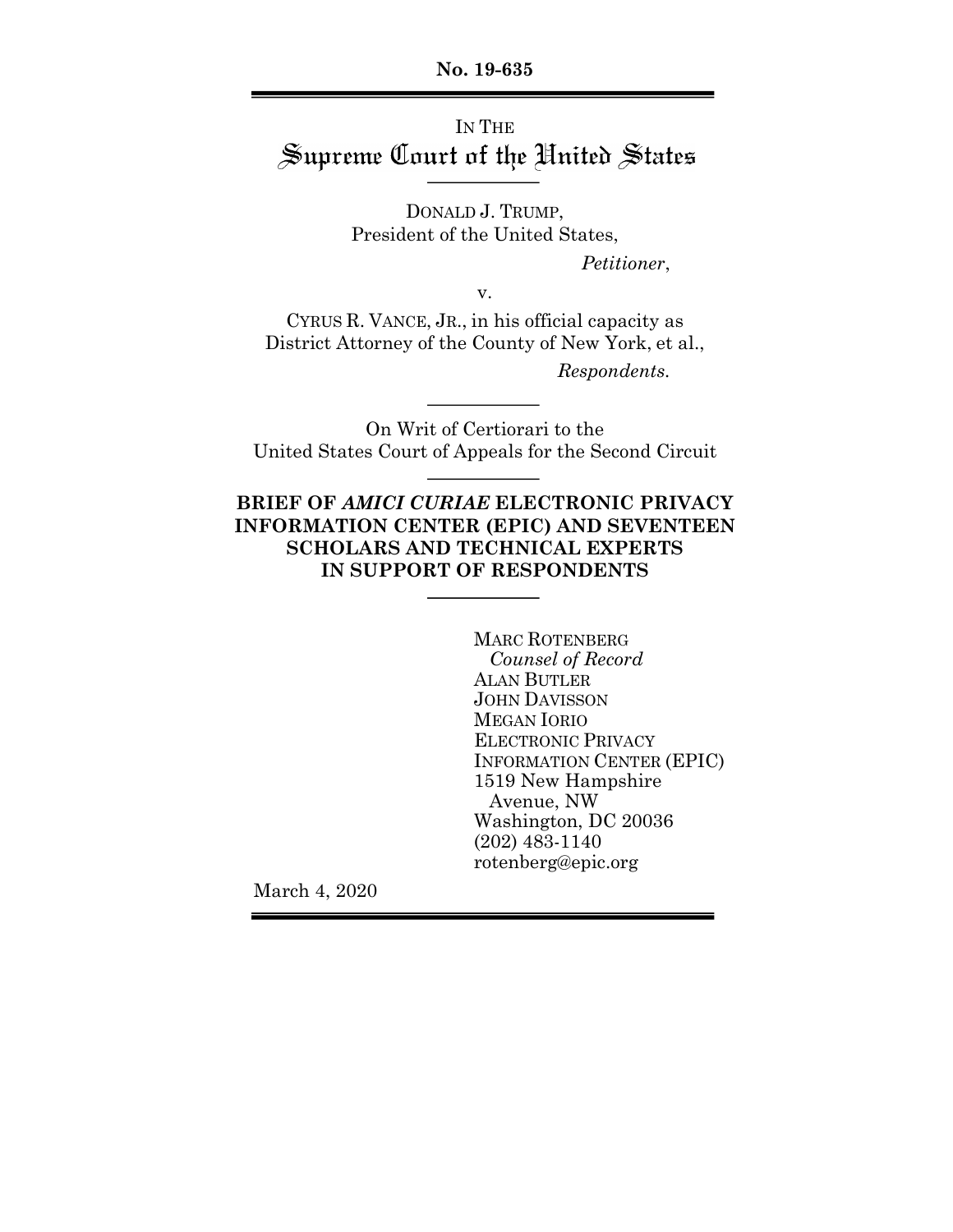**No. 19-635**

IN THE
# Supreme Court of the United States

DONALD J. TRUMP,
President of the United States,

*Petitioner*,

v.

CYRUS R. VANCE, JR., in his official capacity as District Attorney of the County of New York, et al.,

*Respondents.*

On Writ of Certiorari to the
United States Court of Appeals for the Second Circuit

**BRIEF OF *AMICI CURIAE* ELECTRONIC PRIVACY INFORMATION CENTER (EPIC) AND SEVENTEEN SCHOLARS AND TECHNICAL EXPERTS IN SUPPORT OF RESPONDENTS**

MARC ROTENBERG
*Counsel of Record*
ALAN BUTLER
JOHN DAVISSON
MEGAN IORIO
ELECTRONIC PRIVACY INFORMATION CENTER (EPIC)
1519 New Hampshire Avenue, NW
Washington, DC 20036
(202) 483-1140
rotenberg@epic.org

March 4, 2020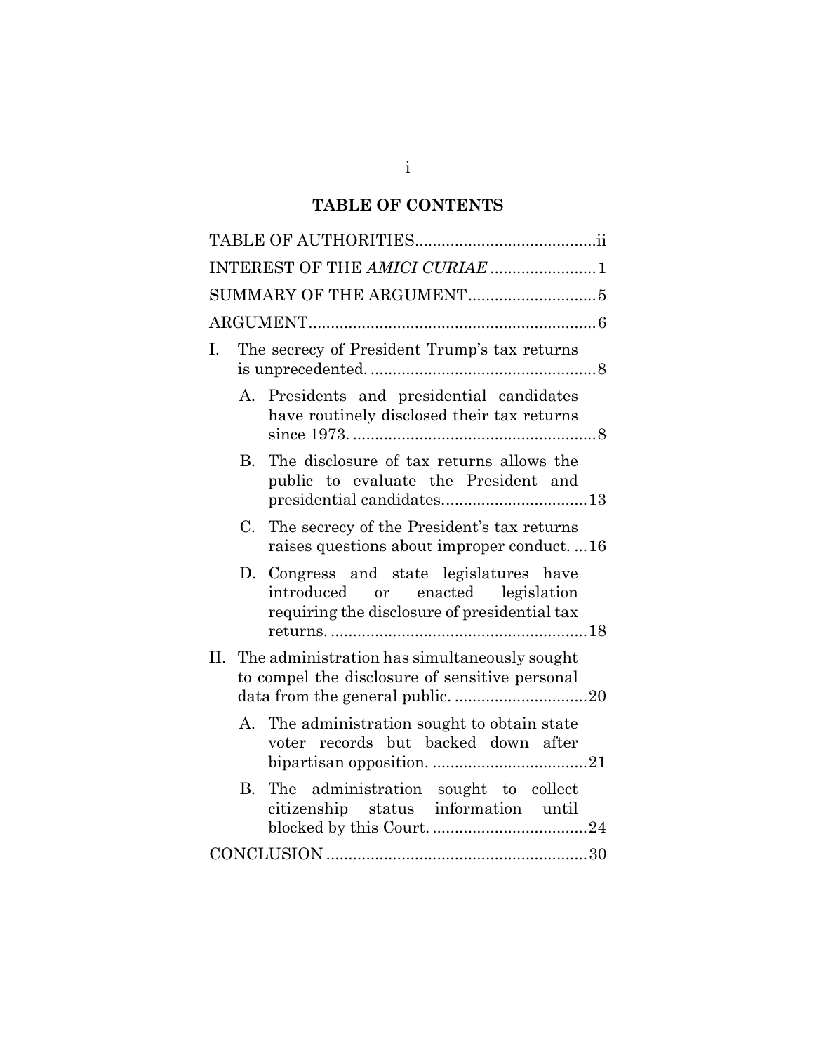## TABLE OF CONTENTS

TABLE OF AUTHORITIES .......... ii

INTEREST OF THE *AMICI CURIAE* .......... 1

SUMMARY OF THE ARGUMENT .......... 5

ARGUMENT .......... 6

I. The secrecy of President Trump's tax returns is unprecedented. .......... 8

- A. Presidents and presidential candidates have routinely disclosed their tax returns since 1973. .......... 8
- B. The disclosure of tax returns allows the public to evaluate the President and presidential candidates .......... 13
- C. The secrecy of the President's tax returns raises questions about improper conduct. .......... 16
- D. Congress and state legislatures have introduced or enacted legislation requiring the disclosure of presidential tax returns. .......... 18

II. The administration has simultaneously sought to compel the disclosure of sensitive personal data from the general public. .......... 20

- A. The administration sought to obtain state voter records but backed down after bipartisan opposition. .......... 21
- B. The administration sought to collect citizenship status information until blocked by this Court. .......... 24

CONCLUSION .......... 30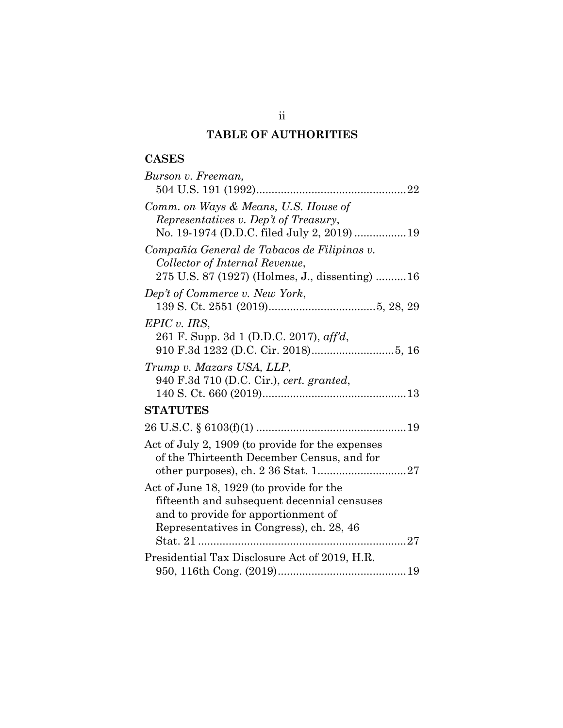## TABLE OF AUTHORITIES

### CASES

*Burson v. Freeman*,
504 U.S. 191 (1992) .................................................. 22

*Comm. on Ways & Means, U.S. House of Representatives v. Dep't of Treasury*,
No. 19-1974 (D.D.C. filed July 2, 2019) ................. 19

*Compañía General de Tabacos de Filipinas v. Collector of Internal Revenue*,
275 U.S. 87 (1927) (Holmes, J., dissenting) .......... 16

*Dep't of Commerce v. New York*,
139 S. Ct. 2551 (2019) ................................... 5, 28, 29

*EPIC v. IRS*,
261 F. Supp. 3d 1 (D.D.C. 2017), *aff'd*,
910 F.3d 1232 (D.C. Cir. 2018) ........................... 5, 16

*Trump v. Mazars USA, LLP*,
940 F.3d 710 (D.C. Cir.), *cert. granted*,
140 S. Ct. 660 (2019) ................................................ 13

### STATUTES

26 U.S.C. § 6103(f)(1) .................................................. 19

Act of July 2, 1909 (to provide for the expenses of the Thirteenth December Census, and for other purposes), ch. 2 36 Stat. 1 ............................. 27

Act of June 18, 1929 (to provide for the fifteenth and subsequent decennial censuses and to provide for apportionment of Representatives in Congress), ch. 28, 46 Stat. 21 ..................................................................... 27

Presidential Tax Disclosure Act of 2019, H.R. 950, 116th Cong. (2019) .......................................... 19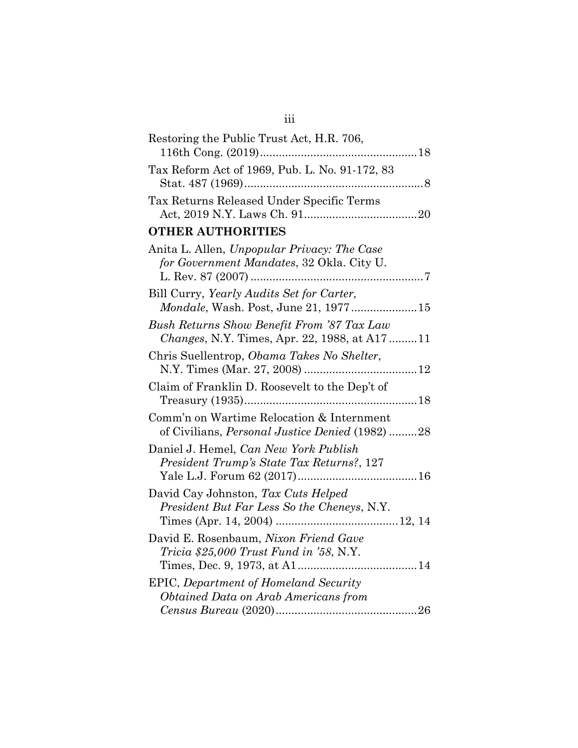Restoring the Public Trust Act, H.R. 706, 116th Cong. (2019)....18

Tax Reform Act of 1969, Pub. L. No. 91-172, 83 Stat. 487 (1969)....8

Tax Returns Released Under Specific Terms Act, 2019 N.Y. Laws Ch. 91....20

**OTHER AUTHORITIES**

Anita L. Allen, *Unpopular Privacy: The Case for Government Mandates*, 32 Okla. City U. L. Rev. 87 (2007)....7

Bill Curry, *Yearly Audits Set for Carter, Mondale*, Wash. Post, June 21, 1977....15

*Bush Returns Show Benefit From '87 Tax Law Changes*, N.Y. Times, Apr. 22, 1988, at A17....11

Chris Suellentrop, *Obama Takes No Shelter*, N.Y. Times (Mar. 27, 2008)....12

Claim of Franklin D. Roosevelt to the Dep't of Treasury (1935)....18

Comm'n on Wartime Relocation & Internment of Civilians, *Personal Justice Denied* (1982)....28

Daniel J. Hemel, *Can New York Publish President Trump's State Tax Returns?*, 127 Yale L.J. Forum 62 (2017)....16

David Cay Johnston, *Tax Cuts Helped President But Far Less So the Cheneys*, N.Y. Times (Apr. 14, 2004)....12, 14

David E. Rosenbaum, *Nixon Friend Gave Tricia $25,000 Trust Fund in '58*, N.Y. Times, Dec. 9, 1973, at A1....14

EPIC, *Department of Homeland Security Obtained Data on Arab Americans from Census Bureau* (2020)....26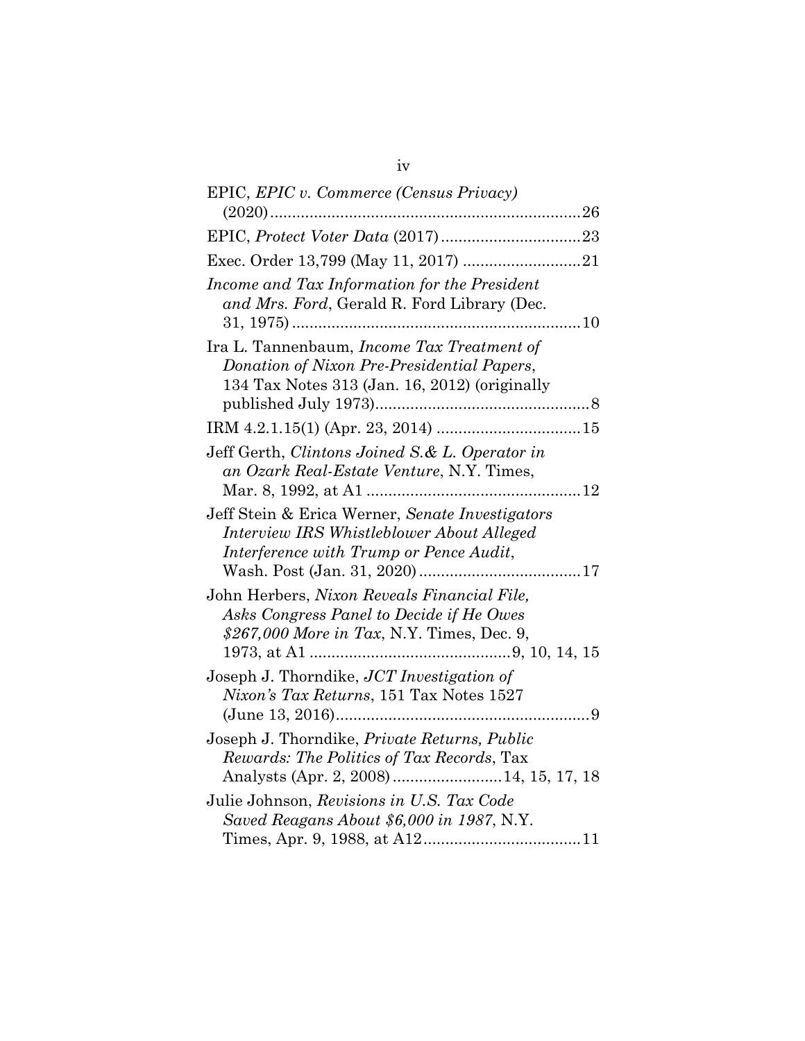EPIC, *EPIC v. Commerce (Census Privacy)* (2020) .......................................................................26

EPIC, *Protect Voter Data* (2017) ................................23

Exec. Order 13,799 (May 11, 2017) ..........................21

*Income and Tax Information for the President and Mrs. Ford*, Gerald R. Ford Library (Dec. 31, 1975) ..................................................................10

Ira L. Tannenbaum, *Income Tax Treatment of Donation of Nixon Pre-Presidential Papers*, 134 Tax Notes 313 (Jan. 16, 2012) (originally published July 1973).................................................8

IRM 4.2.1.15(1) (Apr. 23, 2014) ................................15

Jeff Gerth, *Clintons Joined S.& L. Operator in an Ozark Real-Estate Venture*, N.Y. Times, Mar. 8, 1992, at A1 .................................................12

Jeff Stein & Erica Werner, *Senate Investigators Interview IRS Whistleblower About Alleged Interference with Trump or Pence Audit*, Wash. Post (Jan. 31, 2020).....................................17

John Herbers, *Nixon Reveals Financial File, Asks Congress Panel to Decide if He Owes $267,000 More in Tax*, N.Y. Times, Dec. 9, 1973, at A1 ..............................................9, 10, 14, 15

Joseph J. Thorndike, *JCT Investigation of Nixon's Tax Returns*, 151 Tax Notes 1527 (June 13, 2016)..........................................................9

Joseph J. Thorndike, *Private Returns, Public Rewards: The Politics of Tax Records*, Tax Analysts (Apr. 2, 2008).........................14, 15, 17, 18

Julie Johnson, *Revisions in U.S. Tax Code Saved Reagans About $6,000 in 1987*, N.Y. Times, Apr. 9, 1988, at A12....................................11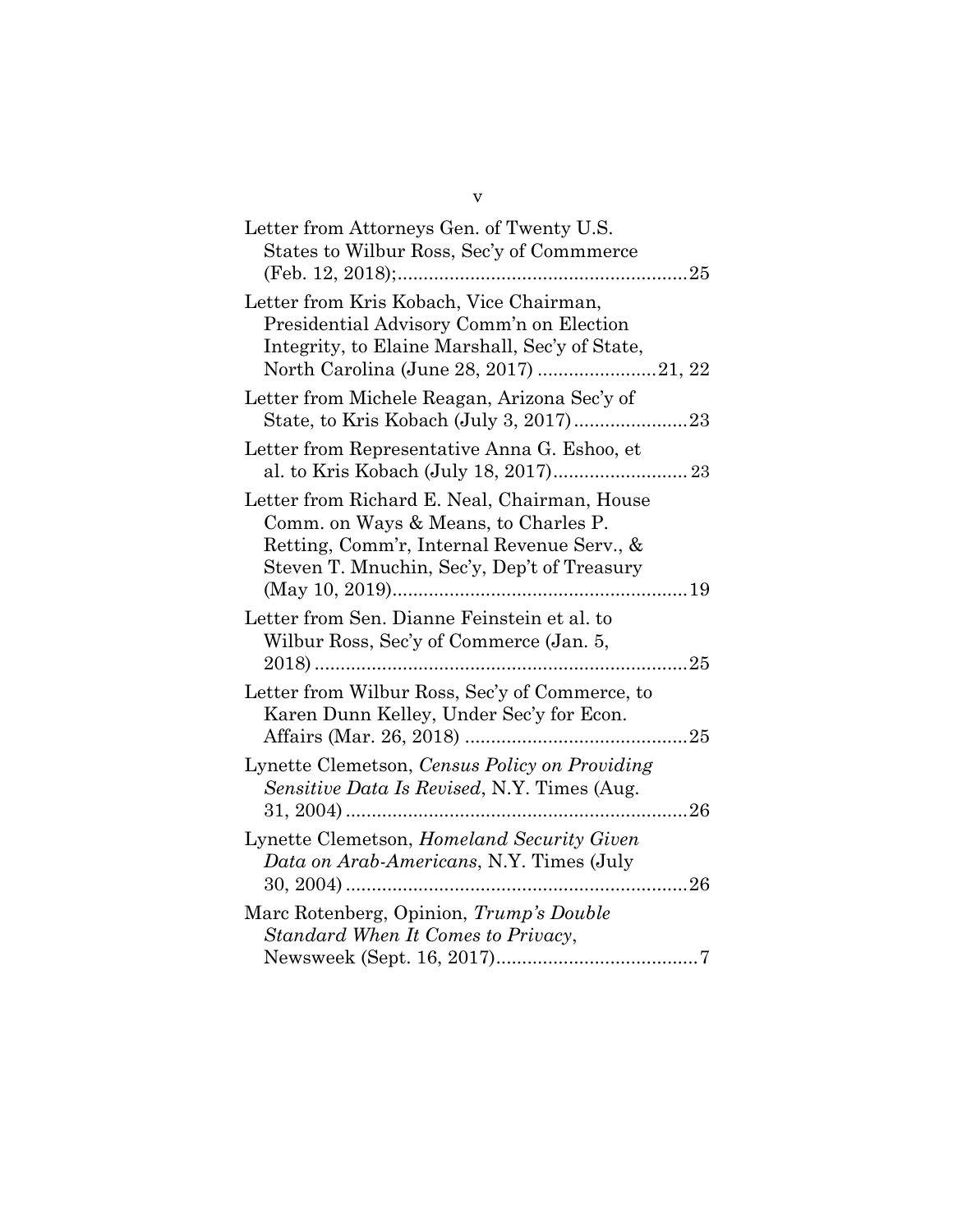Letter from Attorneys Gen. of Twenty U.S. States to Wilbur Ross, Sec'y of Commmerce (Feb. 12, 2018);........................................................25

Letter from Kris Kobach, Vice Chairman, Presidential Advisory Comm'n on Election Integrity, to Elaine Marshall, Sec'y of State, North Carolina (June 28, 2017) .......................21, 22

Letter from Michele Reagan, Arizona Sec'y of State, to Kris Kobach (July 3, 2017)......................23

Letter from Representative Anna G. Eshoo, et al. to Kris Kobach (July 18, 2017).......................... 23

Letter from Richard E. Neal, Chairman, House Comm. on Ways & Means, to Charles P. Retting, Comm'r, Internal Revenue Serv., & Steven T. Mnuchin, Sec'y, Dep't of Treasury (May 10, 2019).........................................................19

Letter from Sen. Dianne Feinstein et al. to Wilbur Ross, Sec'y of Commerce (Jan. 5, 2018) ........................................................................25

Letter from Wilbur Ross, Sec'y of Commerce, to Karen Dunn Kelley, Under Sec'y for Econ. Affairs (Mar. 26, 2018) ...........................................25

Lynette Clemetson, *Census Policy on Providing Sensitive Data Is Revised*, N.Y. Times (Aug. 31, 2004) ..................................................................26

Lynette Clemetson, *Homeland Security Given Data on Arab-Americans*, N.Y. Times (July 30, 2004) ..................................................................26

Marc Rotenberg, Opinion, *Trump's Double Standard When It Comes to Privacy*, Newsweek (Sept. 16, 2017).......................................7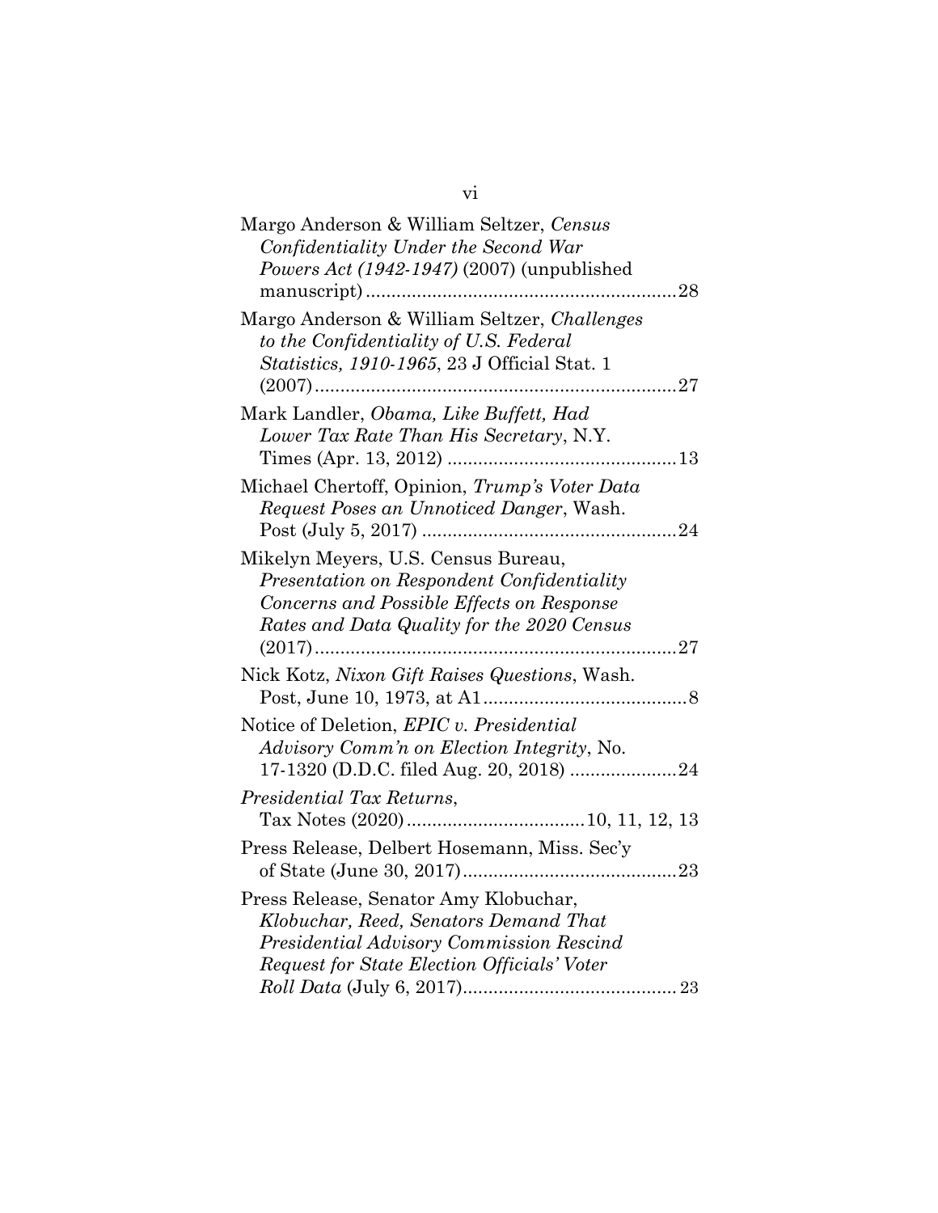Margo Anderson & William Seltzer, *Census Confidentiality Under the Second War Powers Act (1942-1947)* (2007) (unpublished manuscript) ............................................................ 28

Margo Anderson & William Seltzer, *Challenges to the Confidentiality of U.S. Federal Statistics, 1910-1965*, 23 J Official Stat. 1 (2007) ...................................................................... 27

Mark Landler, *Obama, Like Buffett, Had Lower Tax Rate Than His Secretary*, N.Y. Times (Apr. 13, 2012) ............................................ 13

Michael Chertoff, Opinion, *Trump's Voter Data Request Poses an Unnoticed Danger*, Wash. Post (July 5, 2017) .................................................. 24

Mikelyn Meyers, U.S. Census Bureau, *Presentation on Respondent Confidentiality Concerns and Possible Effects on Response Rates and Data Quality for the 2020 Census* (2017) ...................................................................... 27

Nick Kotz, *Nixon Gift Raises Questions*, Wash. Post, June 10, 1973, at A1 ........................................ 8

Notice of Deletion, *EPIC v. Presidential Advisory Comm'n on Election Integrity*, No. 17-1320 (D.D.C. filed Aug. 20, 2018) ..................... 24

*Presidential Tax Returns*, Tax Notes (2020) .................................. 10, 11, 12, 13

Press Release, Delbert Hosemann, Miss. Sec'y of State (June 30, 2017) .......................................... 23

Press Release, Senator Amy Klobuchar, *Klobuchar, Reed, Senators Demand That Presidential Advisory Commission Rescind Request for State Election Officials' Voter Roll Data* (July 6, 2017) .......................................... 23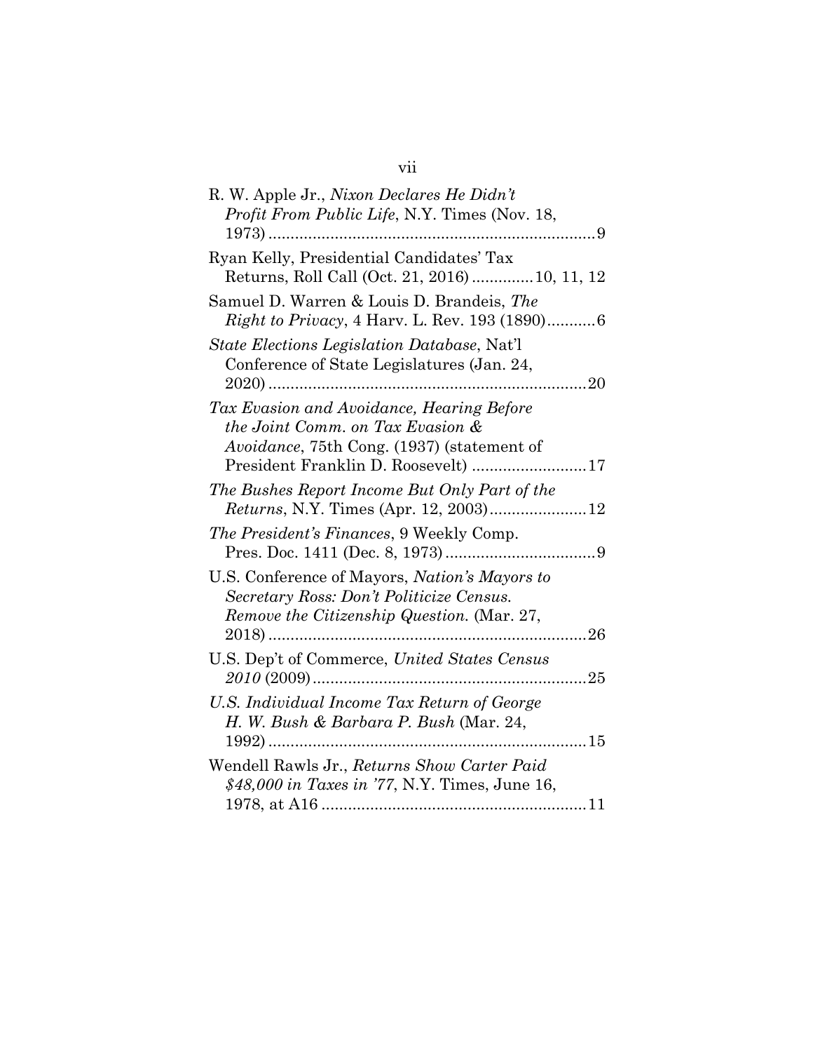R. W. Apple Jr., *Nixon Declares He Didn't Profit From Public Life*, N.Y. Times (Nov. 18, 1973) .......................................................................... 9

Ryan Kelly, Presidential Candidates' Tax Returns, Roll Call (Oct. 21, 2016) ............. 10, 11, 12

Samuel D. Warren & Louis D. Brandeis, *The Right to Privacy*, 4 Harv. L. Rev. 193 (1890)........... 6

*State Elections Legislation Database*, Nat'l Conference of State Legislatures (Jan. 24, 2020) ....................................................................... 20

*Tax Evasion and Avoidance, Hearing Before the Joint Comm. on Tax Evasion & Avoidance*, 75th Cong. (1937) (statement of President Franklin D. Roosevelt) ......................... 17

*The Bushes Report Income But Only Part of the Returns*, N.Y. Times (Apr. 12, 2003)...................... 12

*The President's Finances*, 9 Weekly Comp. Pres. Doc. 1411 (Dec. 8, 1973) .................................. 9

U.S. Conference of Mayors, *Nation's Mayors to Secretary Ross: Don't Politicize Census. Remove the Citizenship Question.* (Mar. 27, 2018) ....................................................................... 26

U.S. Dep't of Commerce, *United States Census 2010* (2009)............................................................. 25

*U.S. Individual Income Tax Return of George H. W. Bush & Barbara P. Bush* (Mar. 24, 1992) ....................................................................... 15

Wendell Rawls Jr., *Returns Show Carter Paid $48,000 in Taxes in '77*, N.Y. Times, June 16, 1978, at A16 ........................................................... 11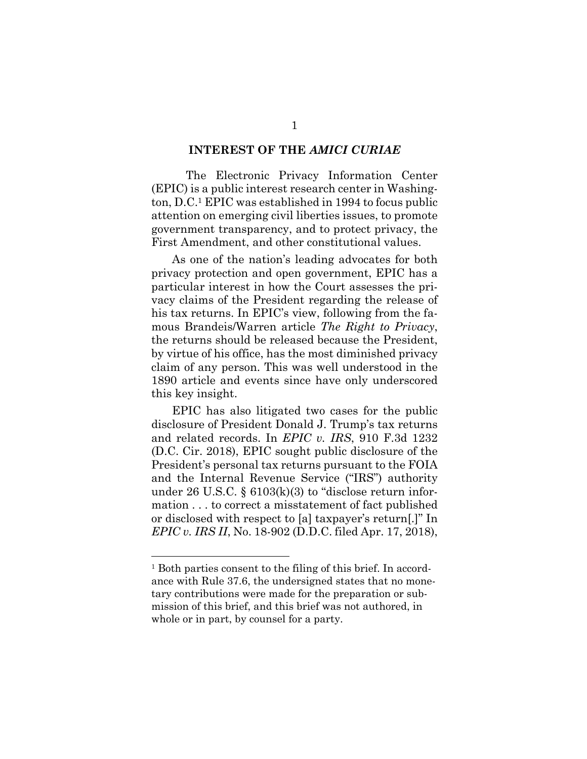## INTEREST OF THE *AMICI CURIAE*

The Electronic Privacy Information Center (EPIC) is a public interest research center in Washington, D.C.[1] EPIC was established in 1994 to focus public attention on emerging civil liberties issues, to promote government transparency, and to protect privacy, the First Amendment, and other constitutional values.

As one of the nation's leading advocates for both privacy protection and open government, EPIC has a particular interest in how the Court assesses the privacy claims of the President regarding the release of his tax returns. In EPIC's view, following from the famous Brandeis/Warren article *The Right to Privacy*, the returns should be released because the President, by virtue of his office, has the most diminished privacy claim of any person. This was well understood in the 1890 article and events since have only underscored this key insight.

EPIC has also litigated two cases for the public disclosure of President Donald J. Trump's tax returns and related records. In *EPIC v. IRS*, 910 F.3d 1232 (D.C. Cir. 2018), EPIC sought public disclosure of the President's personal tax returns pursuant to the FOIA and the Internal Revenue Service ("IRS") authority under 26 U.S.C. § 6103(k)(3) to "disclose return information . . . to correct a misstatement of fact published or disclosed with respect to [a] taxpayer's return[.]" In *EPIC v. IRS II*, No. 18-902 (D.D.C. filed Apr. 17, 2018),

---

[1] Both parties consent to the filing of this brief. In accordance with Rule 37.6, the undersigned states that no monetary contributions were made for the preparation or submission of this brief, and this brief was not authored, in whole or in part, by counsel for a party.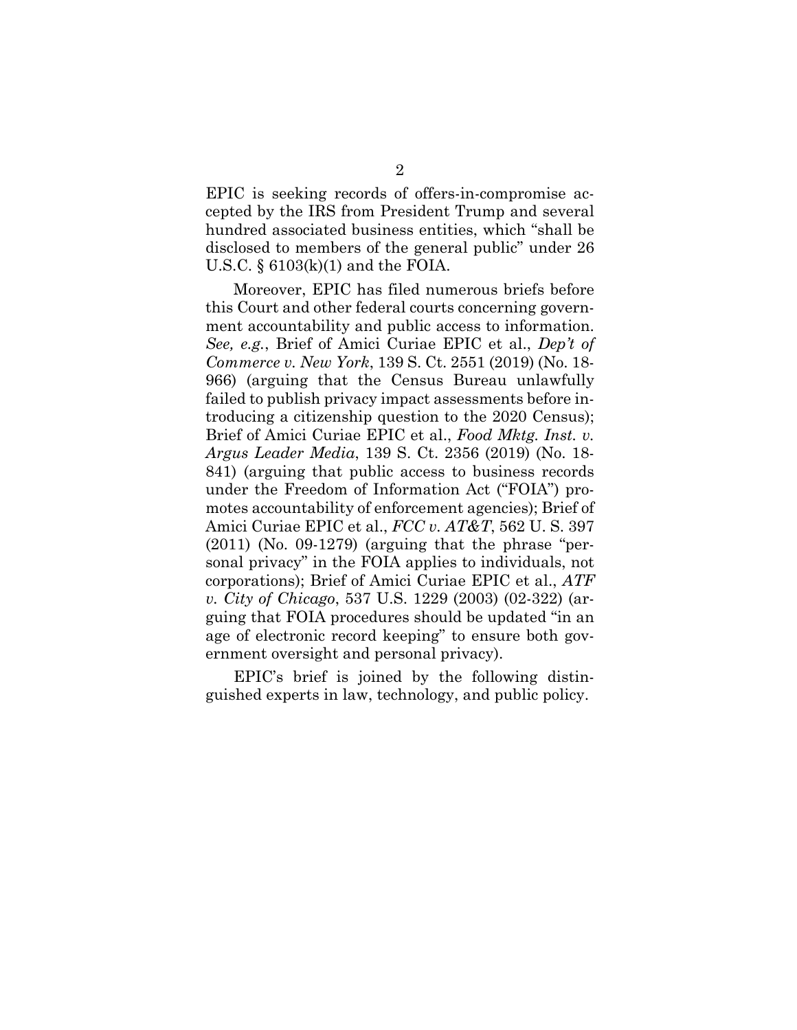EPIC is seeking records of offers-in-compromise accepted by the IRS from President Trump and several hundred associated business entities, which "shall be disclosed to members of the general public" under 26 U.S.C. § 6103(k)(1) and the FOIA.

Moreover, EPIC has filed numerous briefs before this Court and other federal courts concerning government accountability and public access to information. *See, e.g.*, Brief of Amici Curiae EPIC et al., *Dep't of Commerce v. New York*, 139 S. Ct. 2551 (2019) (No. 18-966) (arguing that the Census Bureau unlawfully failed to publish privacy impact assessments before introducing a citizenship question to the 2020 Census); Brief of Amici Curiae EPIC et al., *Food Mktg. Inst. v. Argus Leader Media*, 139 S. Ct. 2356 (2019) (No. 18-841) (arguing that public access to business records under the Freedom of Information Act ("FOIA") promotes accountability of enforcement agencies); Brief of Amici Curiae EPIC et al., *FCC v. AT&T*, 562 U. S. 397 (2011) (No. 09-1279) (arguing that the phrase "personal privacy" in the FOIA applies to individuals, not corporations); Brief of Amici Curiae EPIC et al., *ATF v. City of Chicago*, 537 U.S. 1229 (2003) (02-322) (arguing that FOIA procedures should be updated "in an age of electronic record keeping" to ensure both government oversight and personal privacy).

EPIC's brief is joined by the following distinguished experts in law, technology, and public policy.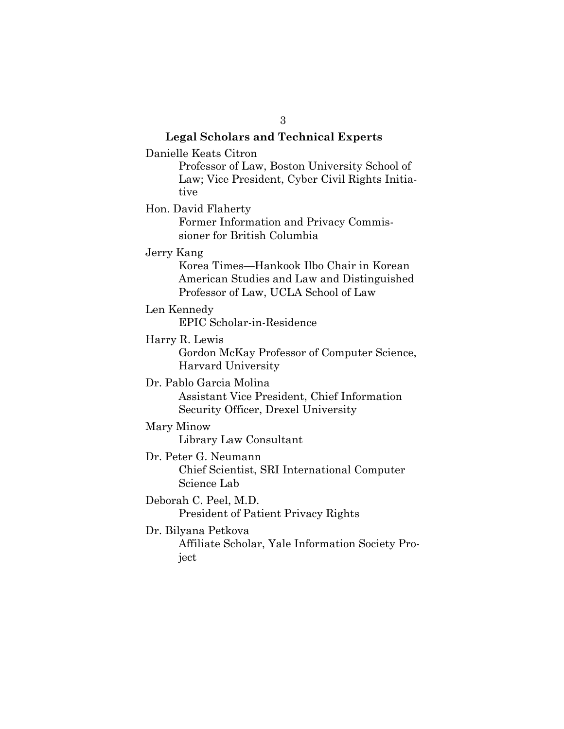**Legal Scholars and Technical Experts**

Danielle Keats Citron
Professor of Law, Boston University School of Law; Vice President, Cyber Civil Rights Initiative

Hon. David Flaherty
Former Information and Privacy Commissioner for British Columbia

Jerry Kang
Korea Times—Hankook Ilbo Chair in Korean American Studies and Law and Distinguished Professor of Law, UCLA School of Law

Len Kennedy
EPIC Scholar-in-Residence

Harry R. Lewis
Gordon McKay Professor of Computer Science, Harvard University

Dr. Pablo Garcia Molina
Assistant Vice President, Chief Information Security Officer, Drexel University

Mary Minow
Library Law Consultant

Dr. Peter G. Neumann
Chief Scientist, SRI International Computer Science Lab

Deborah C. Peel, M.D.
President of Patient Privacy Rights

Dr. Bilyana Petkova
Affiliate Scholar, Yale Information Society Project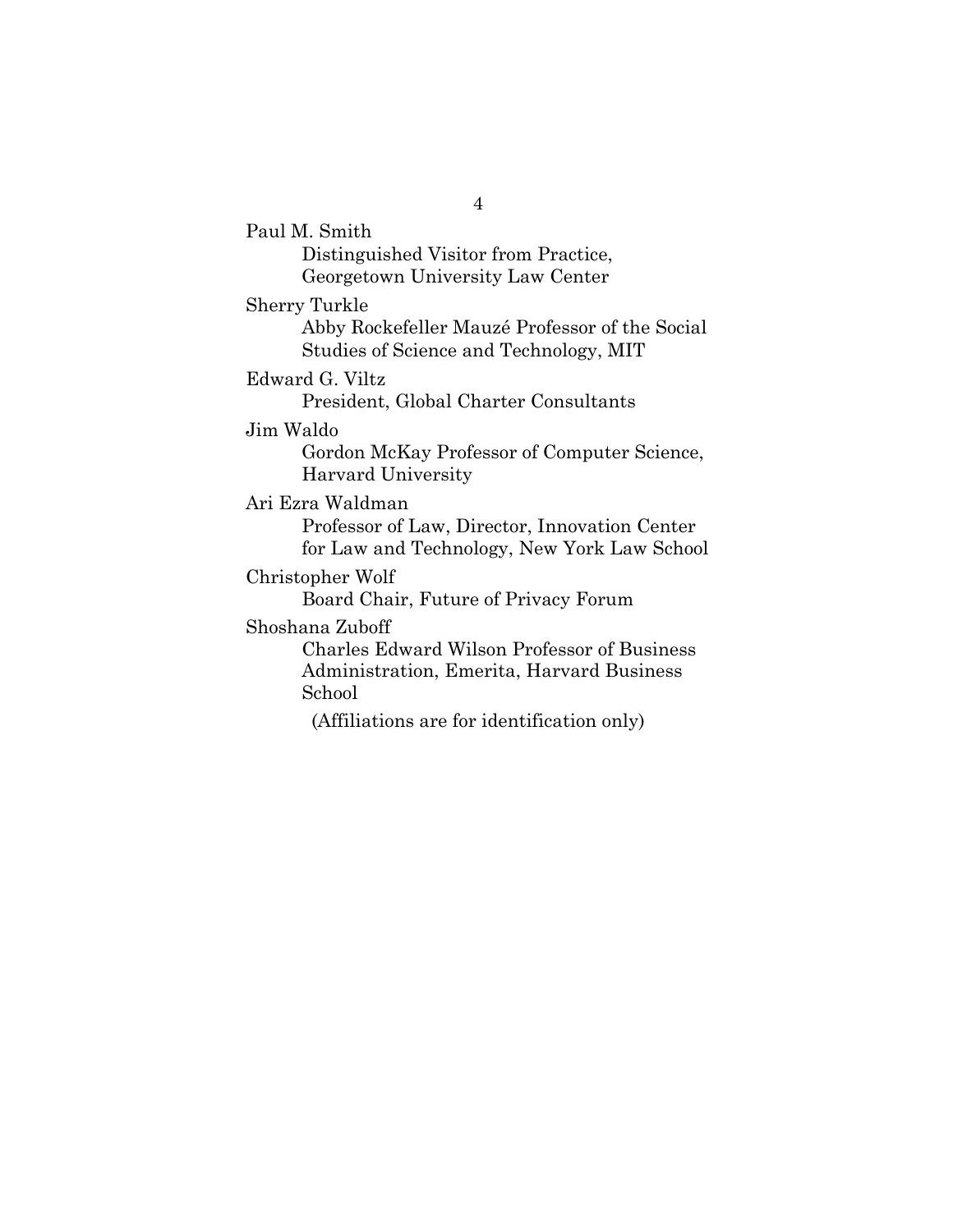Paul M. Smith
Distinguished Visitor from Practice, Georgetown University Law Center

Sherry Turkle
Abby Rockefeller Mauzé Professor of the Social Studies of Science and Technology, MIT

Edward G. Viltz
President, Global Charter Consultants

Jim Waldo
Gordon McKay Professor of Computer Science, Harvard University

Ari Ezra Waldman
Professor of Law, Director, Innovation Center for Law and Technology, New York Law School

Christopher Wolf
Board Chair, Future of Privacy Forum

Shoshana Zuboff
Charles Edward Wilson Professor of Business Administration, Emerita, Harvard Business School

(Affiliations are for identification only)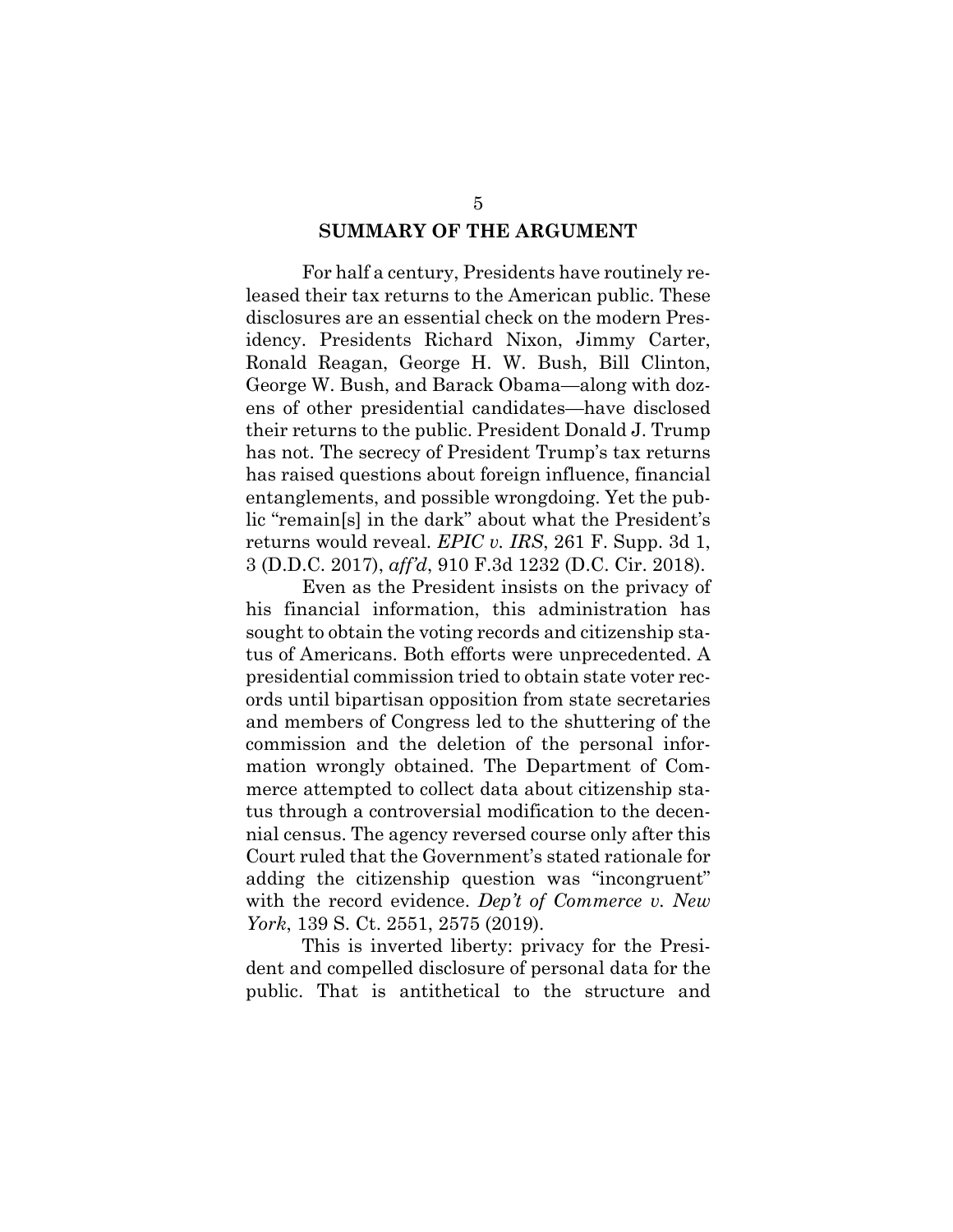## SUMMARY OF THE ARGUMENT

For half a century, Presidents have routinely released their tax returns to the American public. These disclosures are an essential check on the modern Presidency. Presidents Richard Nixon, Jimmy Carter, Ronald Reagan, George H. W. Bush, Bill Clinton, George W. Bush, and Barack Obama—along with dozens of other presidential candidates—have disclosed their returns to the public. President Donald J. Trump has not. The secrecy of President Trump's tax returns has raised questions about foreign influence, financial entanglements, and possible wrongdoing. Yet the public "remain[s] in the dark" about what the President's returns would reveal. *EPIC v. IRS*, 261 F. Supp. 3d 1, 3 (D.D.C. 2017), *aff'd*, 910 F.3d 1232 (D.C. Cir. 2018).

Even as the President insists on the privacy of his financial information, this administration has sought to obtain the voting records and citizenship status of Americans. Both efforts were unprecedented. A presidential commission tried to obtain state voter records until bipartisan opposition from state secretaries and members of Congress led to the shuttering of the commission and the deletion of the personal information wrongly obtained. The Department of Commerce attempted to collect data about citizenship status through a controversial modification to the decennial census. The agency reversed course only after this Court ruled that the Government's stated rationale for adding the citizenship question was "incongruent" with the record evidence. *Dep't of Commerce v. New York*, 139 S. Ct. 2551, 2575 (2019).

This is inverted liberty: privacy for the President and compelled disclosure of personal data for the public. That is antithetical to the structure and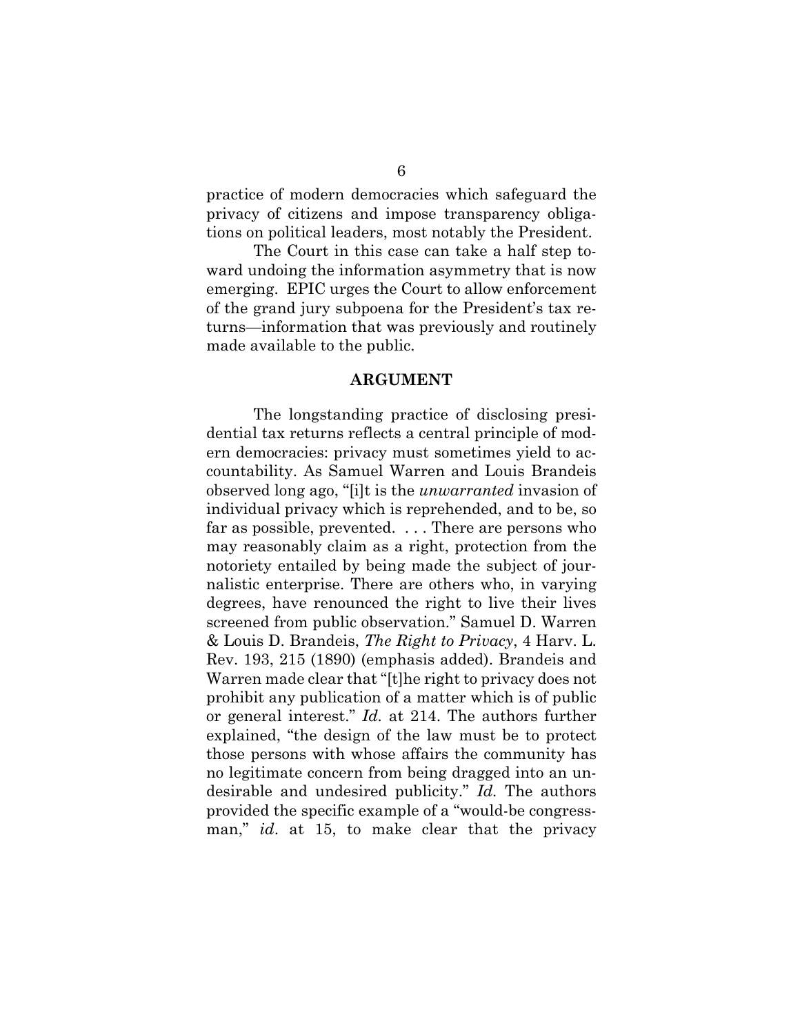practice of modern democracies which safeguard the privacy of citizens and impose transparency obligations on political leaders, most notably the President.

The Court in this case can take a half step toward undoing the information asymmetry that is now emerging. EPIC urges the Court to allow enforcement of the grand jury subpoena for the President's tax returns—information that was previously and routinely made available to the public.

## ARGUMENT

The longstanding practice of disclosing presidential tax returns reflects a central principle of modern democracies: privacy must sometimes yield to accountability. As Samuel Warren and Louis Brandeis observed long ago, "[i]t is the *unwarranted* invasion of individual privacy which is reprehended, and to be, so far as possible, prevented. . . . There are persons who may reasonably claim as a right, protection from the notoriety entailed by being made the subject of journalistic enterprise. There are others who, in varying degrees, have renounced the right to live their lives screened from public observation." Samuel D. Warren & Louis D. Brandeis, *The Right to Privacy*, 4 Harv. L. Rev. 193, 215 (1890) (emphasis added). Brandeis and Warren made clear that "[t]he right to privacy does not prohibit any publication of a matter which is of public or general interest." *Id.* at 214. The authors further explained, "the design of the law must be to protect those persons with whose affairs the community has no legitimate concern from being dragged into an undesirable and undesired publicity." *Id.* The authors provided the specific example of a "would-be congressman," *id*. at 15, to make clear that the privacy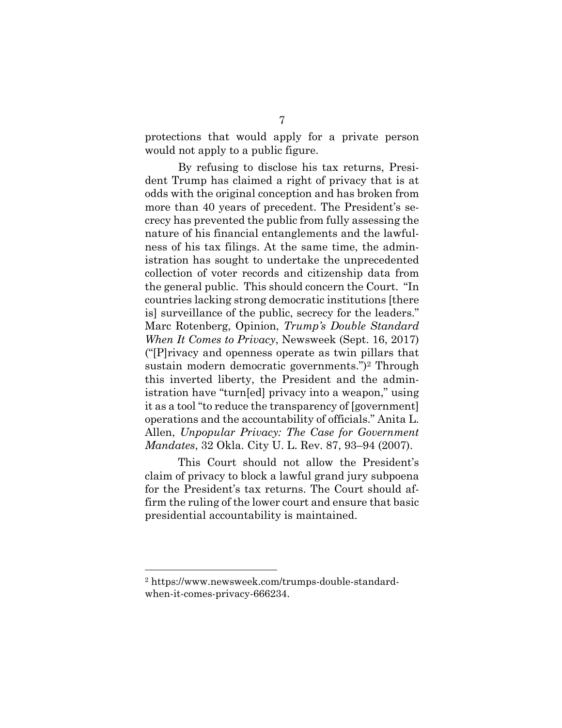protections that would apply for a private person would not apply to a public figure.

By refusing to disclose his tax returns, President Trump has claimed a right of privacy that is at odds with the original conception and has broken from more than 40 years of precedent. The President's secrecy has prevented the public from fully assessing the nature of his financial entanglements and the lawfulness of his tax filings. At the same time, the administration has sought to undertake the unprecedented collection of voter records and citizenship data from the general public. This should concern the Court. "In countries lacking strong democratic institutions [there is] surveillance of the public, secrecy for the leaders." Marc Rotenberg, Opinion, *Trump's Double Standard When It Comes to Privacy*, Newsweek (Sept. 16, 2017) ("[P]rivacy and openness operate as twin pillars that sustain modern democratic governments.")[2] Through this inverted liberty, the President and the administration have "turn[ed] privacy into a weapon," using it as a tool "to reduce the transparency of [government] operations and the accountability of officials." Anita L. Allen, *Unpopular Privacy: The Case for Government Mandates*, 32 Okla. City U. L. Rev. 87, 93–94 (2007).

This Court should not allow the President's claim of privacy to block a lawful grand jury subpoena for the President's tax returns. The Court should affirm the ruling of the lower court and ensure that basic presidential accountability is maintained.

---

[2] https://www.newsweek.com/trumps-double-standard-when-it-comes-privacy-666234.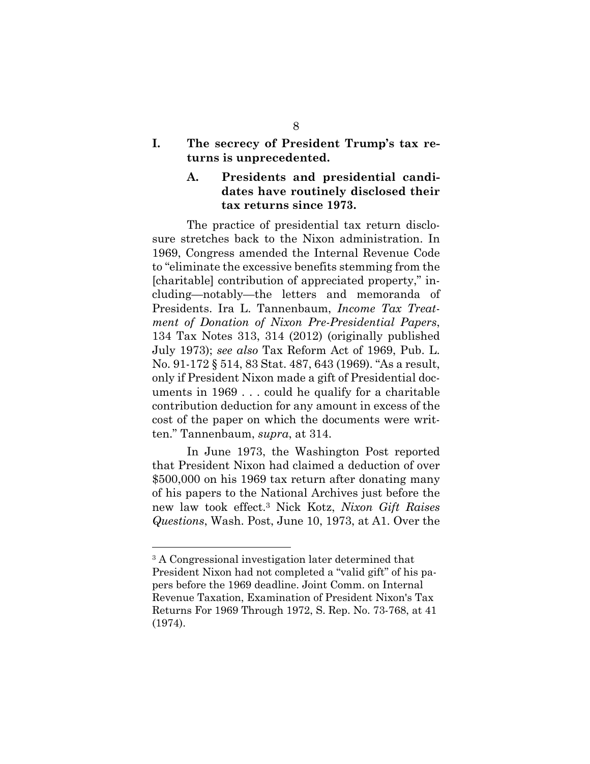## I. The secrecy of President Trump's tax returns is unprecedented.

### A. Presidents and presidential candidates have routinely disclosed their tax returns since 1973.

The practice of presidential tax return disclosure stretches back to the Nixon administration. In 1969, Congress amended the Internal Revenue Code to "eliminate the excessive benefits stemming from the [charitable] contribution of appreciated property," including—notably—the letters and memoranda of Presidents. Ira L. Tannenbaum, *Income Tax Treatment of Donation of Nixon Pre-Presidential Papers*, 134 Tax Notes 313, 314 (2012) (originally published July 1973); *see also* Tax Reform Act of 1969, Pub. L. No. 91-172 § 514, 83 Stat. 487, 643 (1969). "As a result, only if President Nixon made a gift of Presidential documents in 1969 . . . could he qualify for a charitable contribution deduction for any amount in excess of the cost of the paper on which the documents were written." Tannenbaum, *supra*, at 314.

In June 1973, the Washington Post reported that President Nixon had claimed a deduction of over $500,000 on his 1969 tax return after donating many of his papers to the National Archives just before the new law took effect.[3] Nick Kotz, *Nixon Gift Raises Questions*, Wash. Post, June 10, 1973, at A1. Over the

---

[3] A Congressional investigation later determined that President Nixon had not completed a "valid gift" of his papers before the 1969 deadline. Joint Comm. on Internal Revenue Taxation, Examination of President Nixon's Tax Returns For 1969 Through 1972, S. Rep. No. 73-768, at 41 (1974).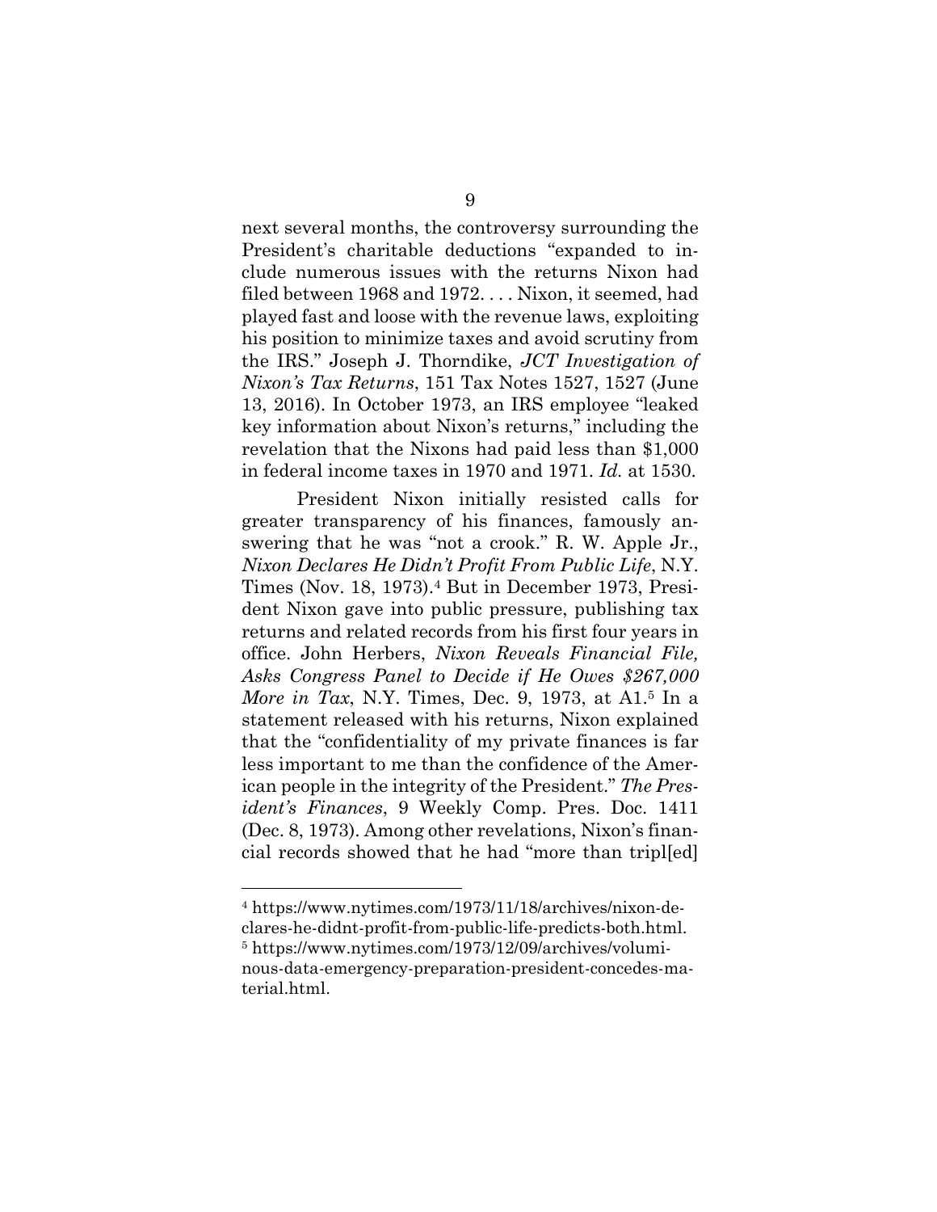next several months, the controversy surrounding the President's charitable deductions "expanded to include numerous issues with the returns Nixon had filed between 1968 and 1972. . . . Nixon, it seemed, had played fast and loose with the revenue laws, exploiting his position to minimize taxes and avoid scrutiny from the IRS." Joseph J. Thorndike, *JCT Investigation of Nixon's Tax Returns*, 151 Tax Notes 1527, 1527 (June 13, 2016). In October 1973, an IRS employee "leaked key information about Nixon's returns," including the revelation that the Nixons had paid less than $1,000 in federal income taxes in 1970 and 1971. *Id.* at 1530.

President Nixon initially resisted calls for greater transparency of his finances, famously answering that he was "not a crook." R. W. Apple Jr., *Nixon Declares He Didn't Profit From Public Life*, N.Y. Times (Nov. 18, 1973).[4] But in December 1973, President Nixon gave into public pressure, publishing tax returns and related records from his first four years in office. John Herbers, *Nixon Reveals Financial File, Asks Congress Panel to Decide if He Owes $267,000 More in Tax*, N.Y. Times, Dec. 9, 1973, at A1.[5] In a statement released with his returns, Nixon explained that the "confidentiality of my private finances is far less important to me than the confidence of the American people in the integrity of the President." *The President's Finances*, 9 Weekly Comp. Pres. Doc. 1411 (Dec. 8, 1973). Among other revelations, Nixon's financial records showed that he had "more than tripl[ed]

---

[4] https://www.nytimes.com/1973/11/18/archives/nixon-declares-he-didnt-profit-from-public-life-predicts-both.html.

[5] https://www.nytimes.com/1973/12/09/archives/voluminous-data-emergency-preparation-president-concedes-material.html.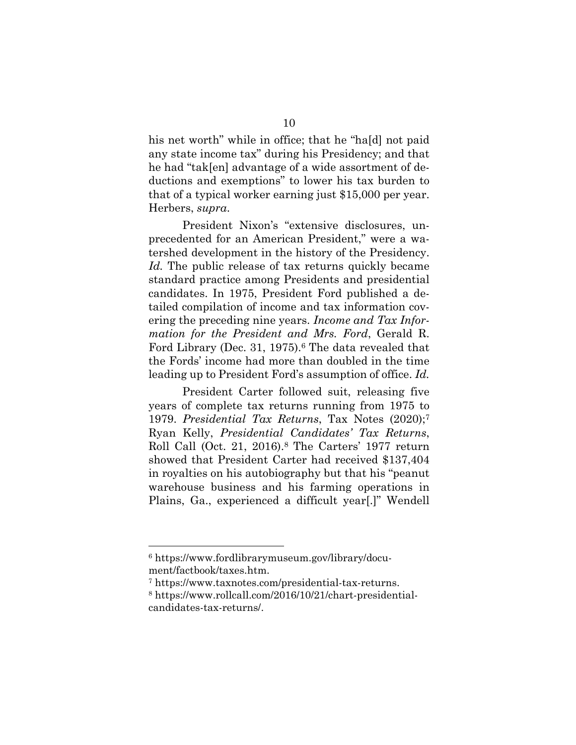his net worth" while in office; that he "ha[d] not paid any state income tax" during his Presidency; and that he had "tak[en] advantage of a wide assortment of deductions and exemptions" to lower his tax burden to that of a typical worker earning just $15,000 per year. Herbers, *supra*.

President Nixon's "extensive disclosures, unprecedented for an American President," were a watershed development in the history of the Presidency. *Id.* The public release of tax returns quickly became standard practice among Presidents and presidential candidates. In 1975, President Ford published a detailed compilation of income and tax information covering the preceding nine years. *Income and Tax Information for the President and Mrs. Ford*, Gerald R. Ford Library (Dec. 31, 1975).[6] The data revealed that the Fords' income had more than doubled in the time leading up to President Ford's assumption of office. *Id.*

President Carter followed suit, releasing five years of complete tax returns running from 1975 to 1979. *Presidential Tax Returns*, Tax Notes (2020);[7] Ryan Kelly, *Presidential Candidates' Tax Returns*, Roll Call (Oct. 21, 2016).[8] The Carters' 1977 return showed that President Carter had received $137,404 in royalties on his autobiography but that his "peanut warehouse business and his farming operations in Plains, Ga., experienced a difficult year[.]" Wendell

---

[6] https://www.fordlibrarymuseum.gov/library/document/factbook/taxes.htm.

[7] https://www.taxnotes.com/presidential-tax-returns.

[8] https://www.rollcall.com/2016/10/21/chart-presidential-candidates-tax-returns/.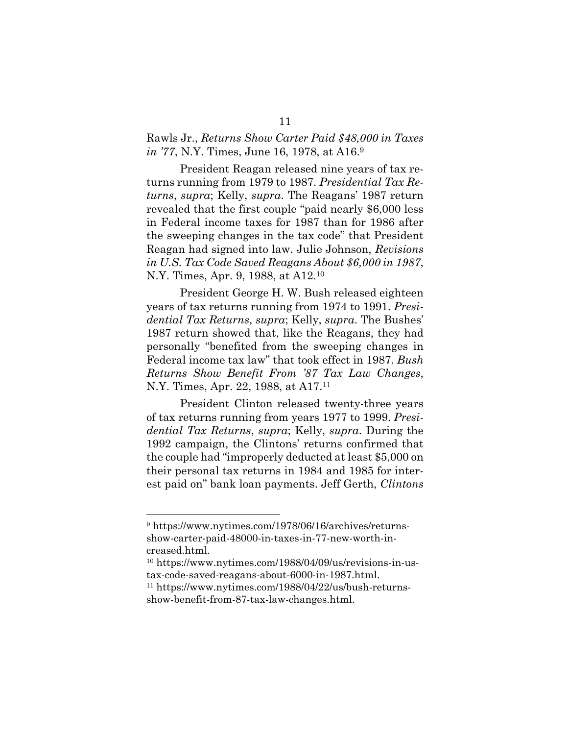Rawls Jr., *Returns Show Carter Paid $48,000 in Taxes in '77*, N.Y. Times, June 16, 1978, at A16.[9]

President Reagan released nine years of tax returns running from 1979 to 1987. *Presidential Tax Returns*, *supra*; Kelly, *supra*. The Reagans' 1987 return revealed that the first couple "paid nearly $6,000 less in Federal income taxes for 1987 than for 1986 after the sweeping changes in the tax code" that President Reagan had signed into law. Julie Johnson, *Revisions in U.S. Tax Code Saved Reagans About $6,000 in 1987*, N.Y. Times, Apr. 9, 1988, at A12.[10]

President George H. W. Bush released eighteen years of tax returns running from 1974 to 1991. *Presidential Tax Returns*, *supra*; Kelly, *supra*. The Bushes' 1987 return showed that, like the Reagans, they had personally "benefited from the sweeping changes in Federal income tax law" that took effect in 1987. *Bush Returns Show Benefit From '87 Tax Law Changes*, N.Y. Times, Apr. 22, 1988, at A17.[11]

President Clinton released twenty-three years of tax returns running from years 1977 to 1999. *Presidential Tax Returns*, *supra*; Kelly, *supra*. During the 1992 campaign, the Clintons' returns confirmed that the couple had "improperly deducted at least $5,000 on their personal tax returns in 1984 and 1985 for interest paid on" bank loan payments. Jeff Gerth, *Clintons*

---

[9] https://www.nytimes.com/1978/06/16/archives/returns-show-carter-paid-48000-in-taxes-in-77-new-worth-increased.html.

[10] https://www.nytimes.com/1988/04/09/us/revisions-in-us-tax-code-saved-reagans-about-6000-in-1987.html.

[11] https://www.nytimes.com/1988/04/22/us/bush-returns-show-benefit-from-87-tax-law-changes.html.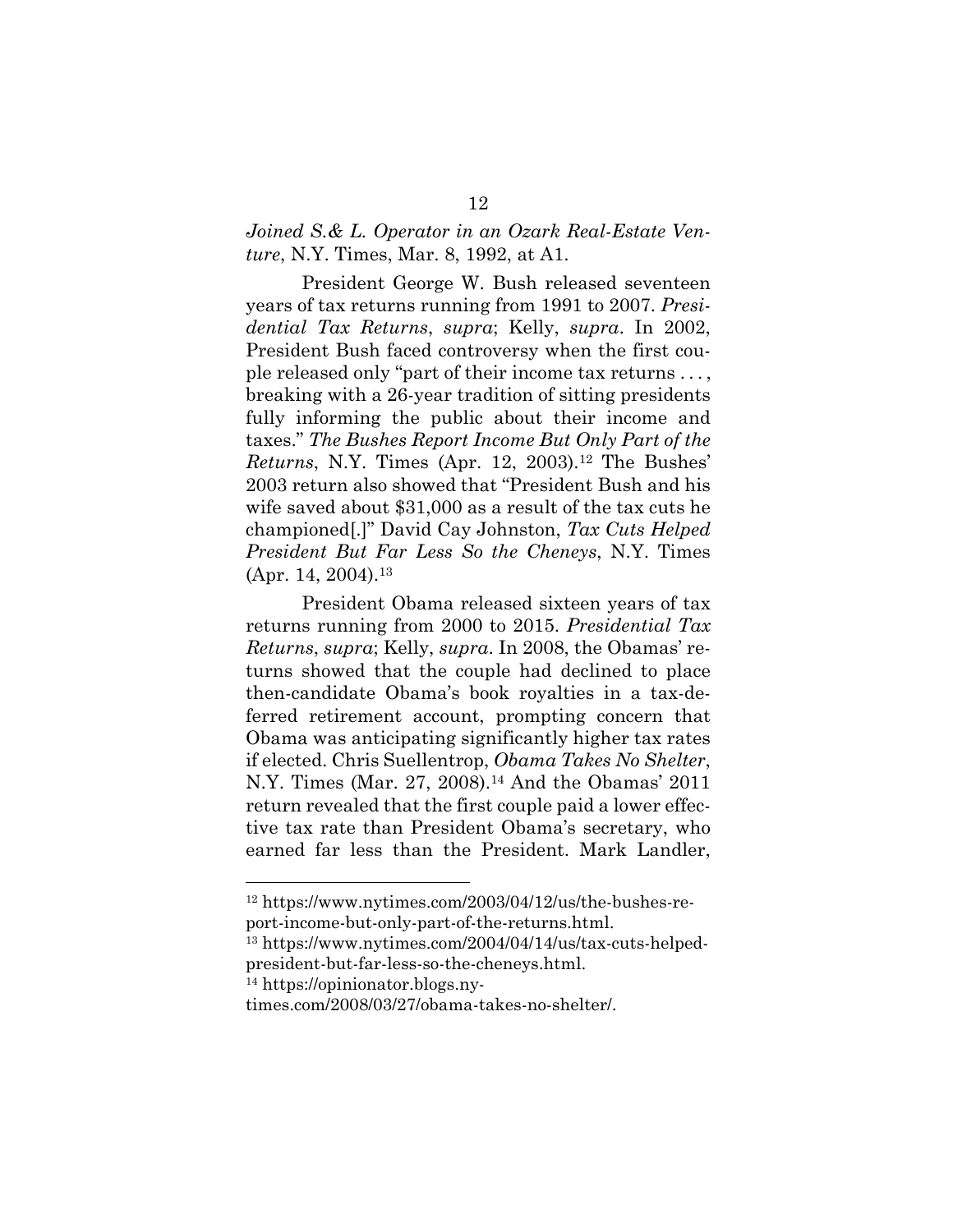*Joined S.& L. Operator in an Ozark Real-Estate Venture*, N.Y. Times, Mar. 8, 1992, at A1.

President George W. Bush released seventeen years of tax returns running from 1991 to 2007. *Presidential Tax Returns*, *supra*; Kelly, *supra*. In 2002, President Bush faced controversy when the first couple released only "part of their income tax returns . . . , breaking with a 26-year tradition of sitting presidents fully informing the public about their income and taxes." *The Bushes Report Income But Only Part of the Returns*, N.Y. Times (Apr. 12, 2003).[12] The Bushes' 2003 return also showed that "President Bush and his wife saved about $31,000 as a result of the tax cuts he championed[.]" David Cay Johnston, *Tax Cuts Helped President But Far Less So the Cheneys*, N.Y. Times (Apr. 14, 2004).[13]

President Obama released sixteen years of tax returns running from 2000 to 2015. *Presidential Tax Returns*, *supra*; Kelly, *supra*. In 2008, the Obamas' returns showed that the couple had declined to place then-candidate Obama's book royalties in a tax-deferred retirement account, prompting concern that Obama was anticipating significantly higher tax rates if elected. Chris Suellentrop, *Obama Takes No Shelter*, N.Y. Times (Mar. 27, 2008).[14] And the Obamas' 2011 return revealed that the first couple paid a lower effective tax rate than President Obama's secretary, who earned far less than the President. Mark Landler,

---

[12] https://www.nytimes.com/2003/04/12/us/the-bushes-report-income-but-only-part-of-the-returns.html.

[13] https://www.nytimes.com/2004/04/14/us/tax-cuts-helped-president-but-far-less-so-the-cheneys.html.

[14] https://opinionator.blogs.nytimes.com/2008/03/27/obama-takes-no-shelter/.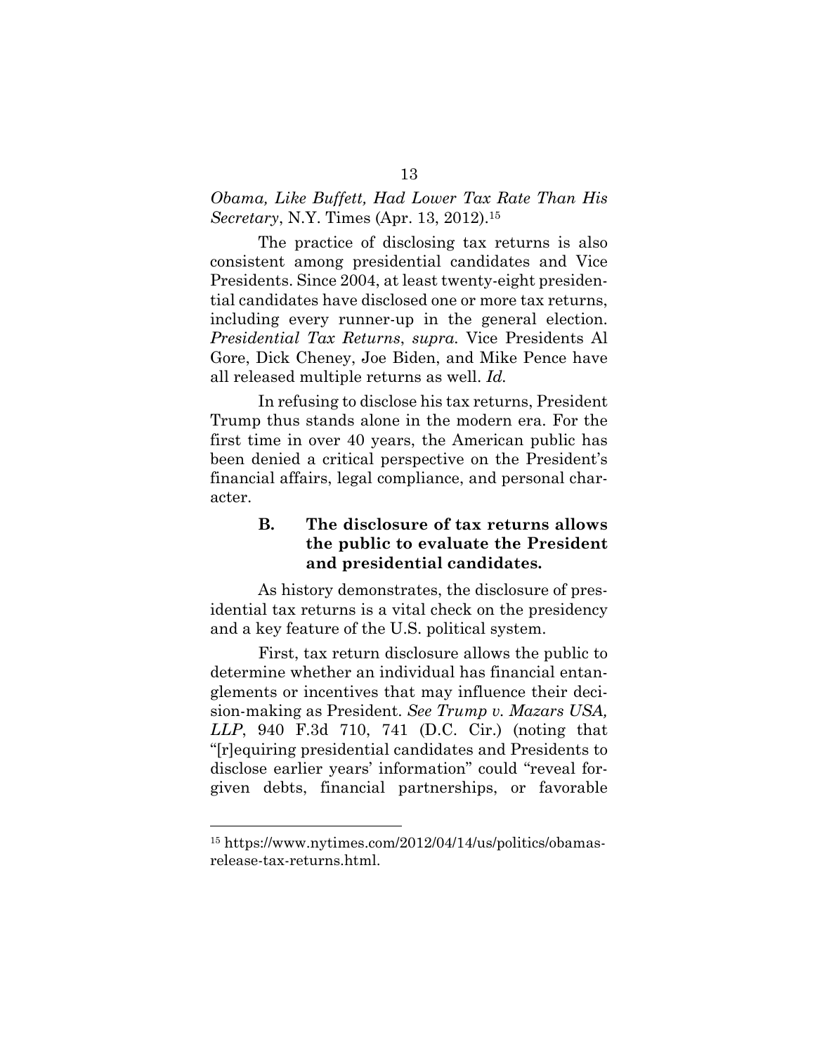*Obama, Like Buffett, Had Lower Tax Rate Than His Secretary*, N.Y. Times (Apr. 13, 2012).[15]

The practice of disclosing tax returns is also consistent among presidential candidates and Vice Presidents. Since 2004, at least twenty-eight presidential candidates have disclosed one or more tax returns, including every runner-up in the general election. *Presidential Tax Returns*, *supra.* Vice Presidents Al Gore, Dick Cheney, Joe Biden, and Mike Pence have all released multiple returns as well. *Id.*

In refusing to disclose his tax returns, President Trump thus stands alone in the modern era. For the first time in over 40 years, the American public has been denied a critical perspective on the President's financial affairs, legal compliance, and personal character.

### B. The disclosure of tax returns allows the public to evaluate the President and presidential candidates.

As history demonstrates, the disclosure of presidential tax returns is a vital check on the presidency and a key feature of the U.S. political system.

First, tax return disclosure allows the public to determine whether an individual has financial entanglements or incentives that may influence their decision-making as President. *See Trump v. Mazars USA, LLP*, 940 F.3d 710, 741 (D.C. Cir.) (noting that "[r]equiring presidential candidates and Presidents to disclose earlier years' information" could "reveal forgiven debts, financial partnerships, or favorable

---

[15] https://www.nytimes.com/2012/04/14/us/politics/obamas-release-tax-returns.html.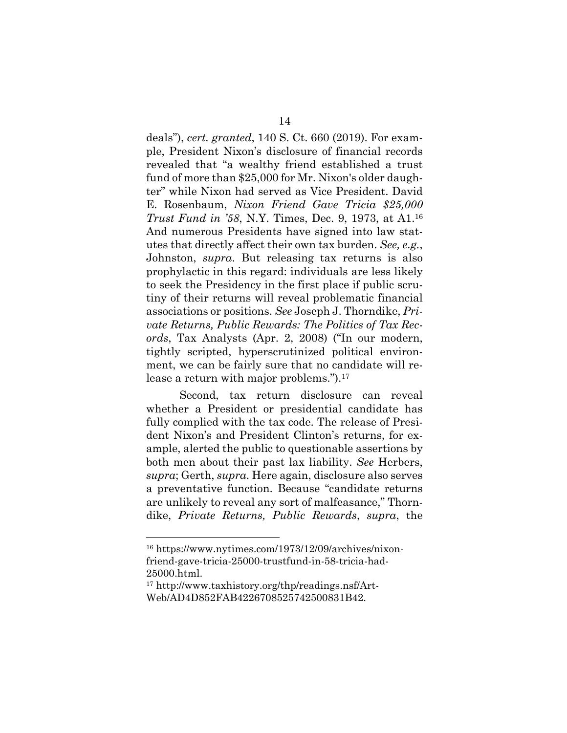deals"), *cert. granted*, 140 S. Ct. 660 (2019). For example, President Nixon's disclosure of financial records revealed that "a wealthy friend established a trust fund of more than $25,000 for Mr. Nixon's older daughter" while Nixon had served as Vice President. David E. Rosenbaum, *Nixon Friend Gave Tricia $25,000 Trust Fund in '58*, N.Y. Times, Dec. 9, 1973, at A1.[16] And numerous Presidents have signed into law statutes that directly affect their own tax burden. *See, e.g.*, Johnston, *supra*. But releasing tax returns is also prophylactic in this regard: individuals are less likely to seek the Presidency in the first place if public scrutiny of their returns will reveal problematic financial associations or positions. *See* Joseph J. Thorndike, *Private Returns, Public Rewards: The Politics of Tax Records*, Tax Analysts (Apr. 2, 2008) ("In our modern, tightly scripted, hyperscrutinized political environment, we can be fairly sure that no candidate will release a return with major problems.").[17]

Second, tax return disclosure can reveal whether a President or presidential candidate has fully complied with the tax code. The release of President Nixon's and President Clinton's returns, for example, alerted the public to questionable assertions by both men about their past lax liability. *See* Herbers, *supra*; Gerth, *supra*. Here again, disclosure also serves a preventative function. Because "candidate returns are unlikely to reveal any sort of malfeasance," Thorndike, *Private Returns, Public Rewards*, *supra*, the

---

[16] https://www.nytimes.com/1973/12/09/archives/nixon-friend-gave-tricia-25000-trustfund-in-58-tricia-had-25000.html.

[17] http://www.taxhistory.org/thp/readings.nsf/ArtWeb/AD4D852FAB4226708525742500831B42.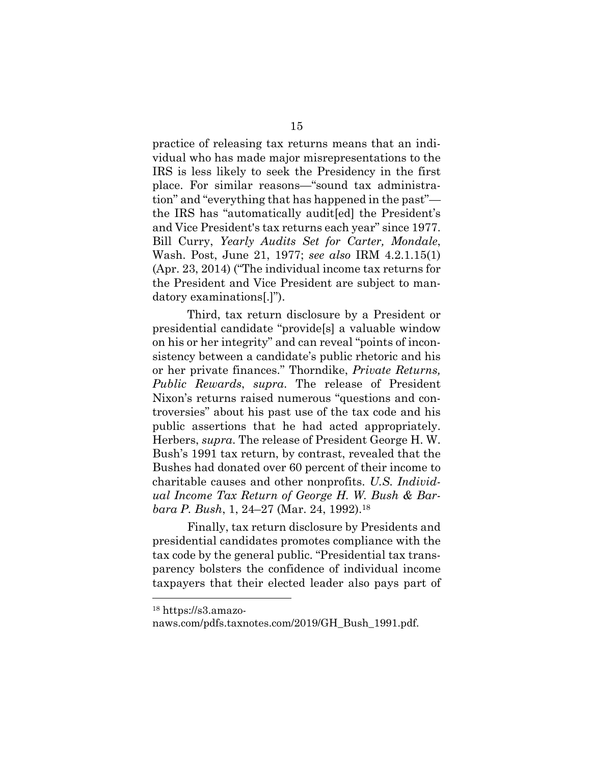practice of releasing tax returns means that an individual who has made major misrepresentations to the IRS is less likely to seek the Presidency in the first place. For similar reasons—"sound tax administration" and "everything that has happened in the past"—the IRS has "automatically audit[ed] the President's and Vice President's tax returns each year" since 1977. Bill Curry, *Yearly Audits Set for Carter, Mondale*, Wash. Post, June 21, 1977; *see also* IRM 4.2.1.15(1) (Apr. 23, 2014) ("The individual income tax returns for the President and Vice President are subject to mandatory examinations[.]").

Third, tax return disclosure by a President or presidential candidate "provide[s] a valuable window on his or her integrity" and can reveal "points of inconsistency between a candidate's public rhetoric and his or her private finances." Thorndike, *Private Returns, Public Rewards*, *supra*. The release of President Nixon's returns raised numerous "questions and controversies" about his past use of the tax code and his public assertions that he had acted appropriately. Herbers, *supra*. The release of President George H. W. Bush's 1991 tax return, by contrast, revealed that the Bushes had donated over 60 percent of their income to charitable causes and other nonprofits. *U.S. Individual Income Tax Return of George H. W. Bush & Barbara P. Bush*, 1, 24–27 (Mar. 24, 1992).[18]

Finally, tax return disclosure by Presidents and presidential candidates promotes compliance with the tax code by the general public. "Presidential tax transparency bolsters the confidence of individual income taxpayers that their elected leader also pays part of

---

[18] https://s3.amazonaws.com/pdfs.taxnotes.com/2019/GH_Bush_1991.pdf.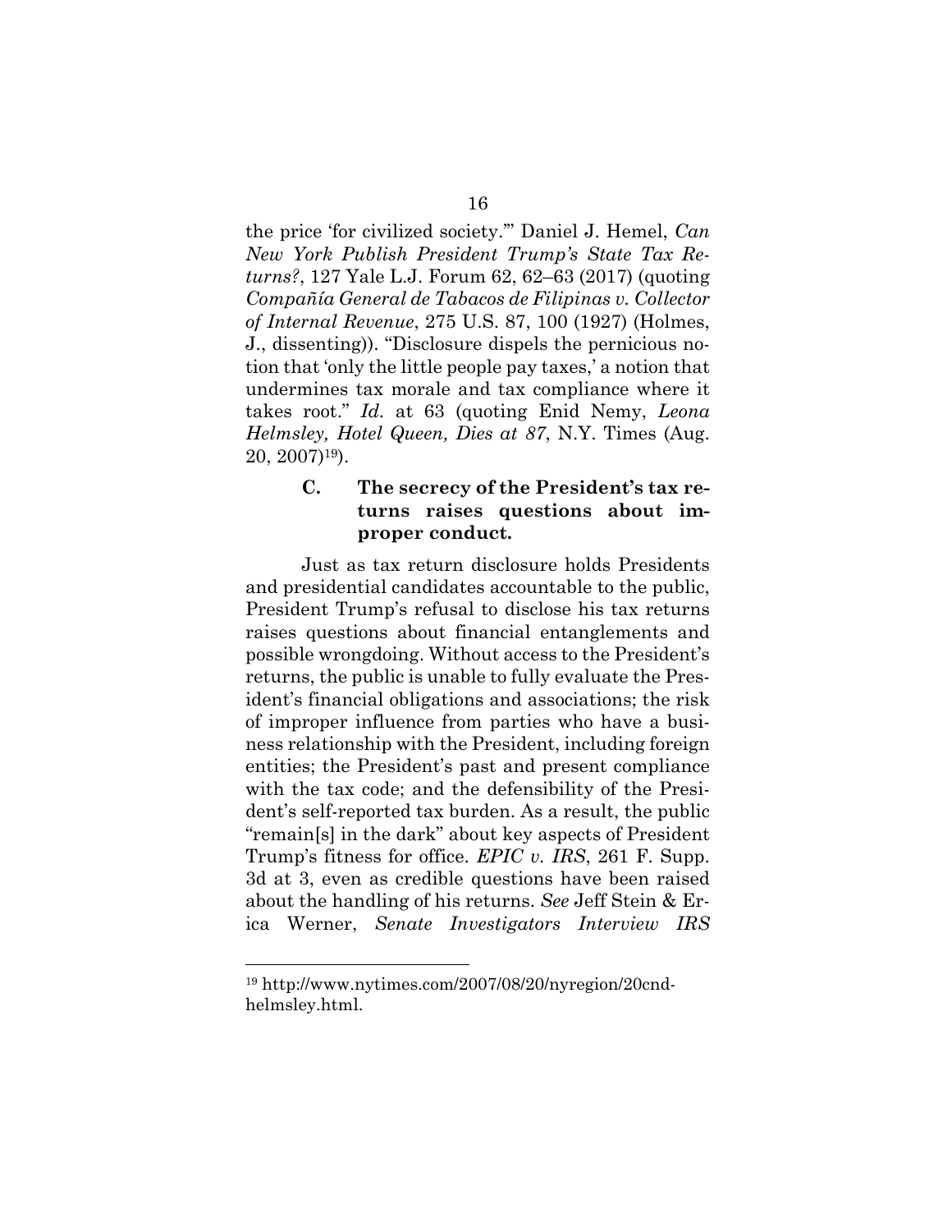the price 'for civilized society.'" Daniel J. Hemel, *Can New York Publish President Trump's State Tax Returns?*, 127 Yale L.J. Forum 62, 62–63 (2017) (quoting *Compañía General de Tabacos de Filipinas v. Collector of Internal Revenue*, 275 U.S. 87, 100 (1927) (Holmes, J., dissenting)). "Disclosure dispels the pernicious notion that 'only the little people pay taxes,' a notion that undermines tax morale and tax compliance where it takes root." *Id.* at 63 (quoting Enid Nemy, *Leona Helmsley, Hotel Queen, Dies at 87*, N.Y. Times (Aug. 20, 2007)[19]).

### C. The secrecy of the President's tax returns raises questions about improper conduct.

Just as tax return disclosure holds Presidents and presidential candidates accountable to the public, President Trump's refusal to disclose his tax returns raises questions about financial entanglements and possible wrongdoing. Without access to the President's returns, the public is unable to fully evaluate the President's financial obligations and associations; the risk of improper influence from parties who have a business relationship with the President, including foreign entities; the President's past and present compliance with the tax code; and the defensibility of the President's self-reported tax burden. As a result, the public "remain[s] in the dark" about key aspects of President Trump's fitness for office. *EPIC v. IRS*, 261 F. Supp. 3d at 3, even as credible questions have been raised about the handling of his returns. *See* Jeff Stein & Erica Werner, *Senate Investigators Interview IRS*

---

[19] http://www.nytimes.com/2007/08/20/nyregion/20cnd-helmsley.html.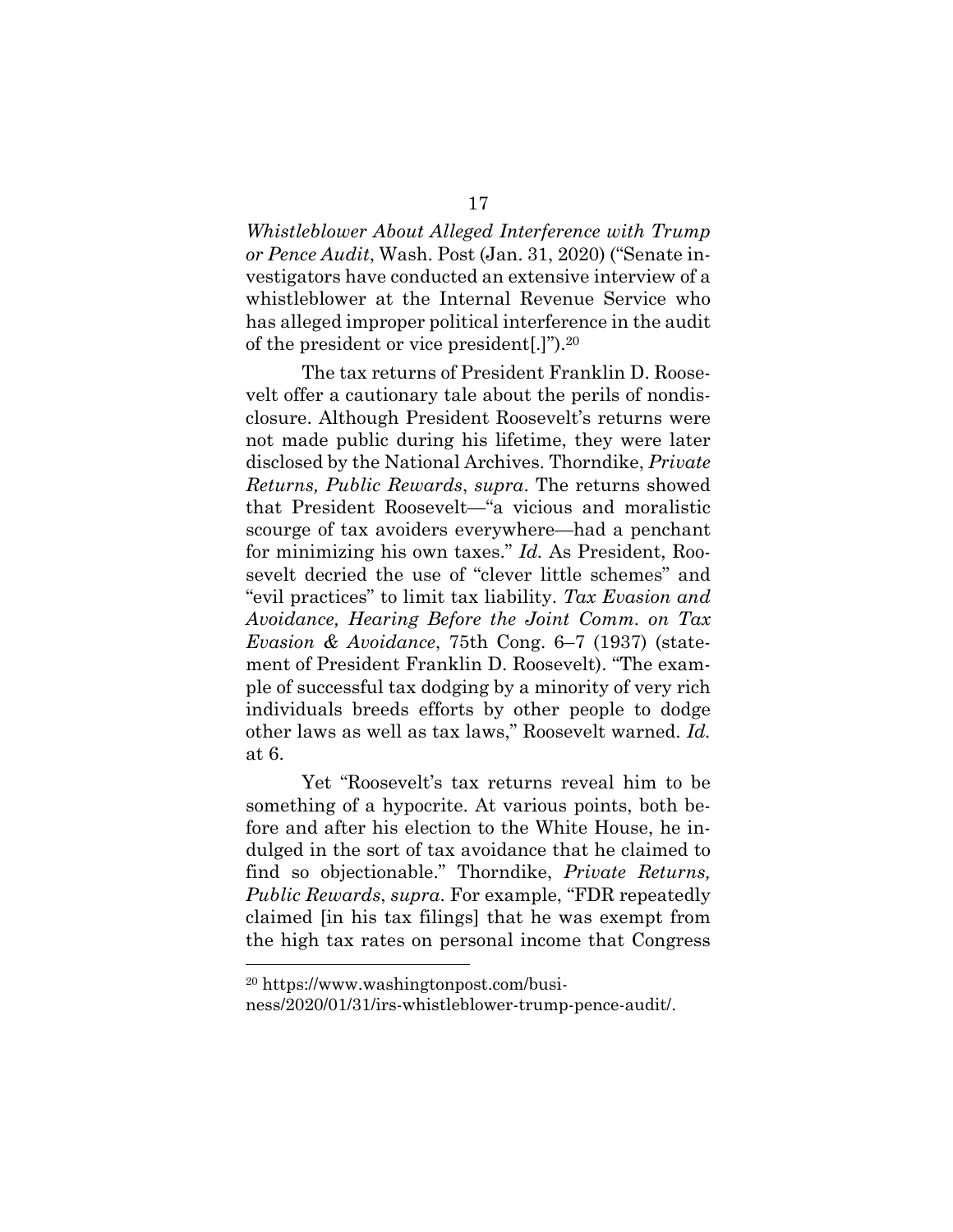*Whistleblower About Alleged Interference with Trump or Pence Audit*, Wash. Post (Jan. 31, 2020) ("Senate investigators have conducted an extensive interview of a whistleblower at the Internal Revenue Service who has alleged improper political interference in the audit of the president or vice president[.]").[20]

The tax returns of President Franklin D. Roosevelt offer a cautionary tale about the perils of nondisclosure. Although President Roosevelt's returns were not made public during his lifetime, they were later disclosed by the National Archives. Thorndike, *Private Returns, Public Rewards*, *supra*. The returns showed that President Roosevelt—"a vicious and moralistic scourge of tax avoiders everywhere—had a penchant for minimizing his own taxes." *Id.* As President, Roosevelt decried the use of "clever little schemes" and "evil practices" to limit tax liability. *Tax Evasion and Avoidance, Hearing Before the Joint Comm. on Tax Evasion & Avoidance*, 75th Cong. 6–7 (1937) (statement of President Franklin D. Roosevelt). "The example of successful tax dodging by a minority of very rich individuals breeds efforts by other people to dodge other laws as well as tax laws," Roosevelt warned. *Id.* at 6.

Yet "Roosevelt's tax returns reveal him to be something of a hypocrite. At various points, both before and after his election to the White House, he indulged in the sort of tax avoidance that he claimed to find so objectionable." Thorndike, *Private Returns, Public Rewards*, *supra*. For example, "FDR repeatedly claimed [in his tax filings] that he was exempt from the high tax rates on personal income that Congress

---

[20] https://www.washingtonpost.com/business/2020/01/31/irs-whistleblower-trump-pence-audit/.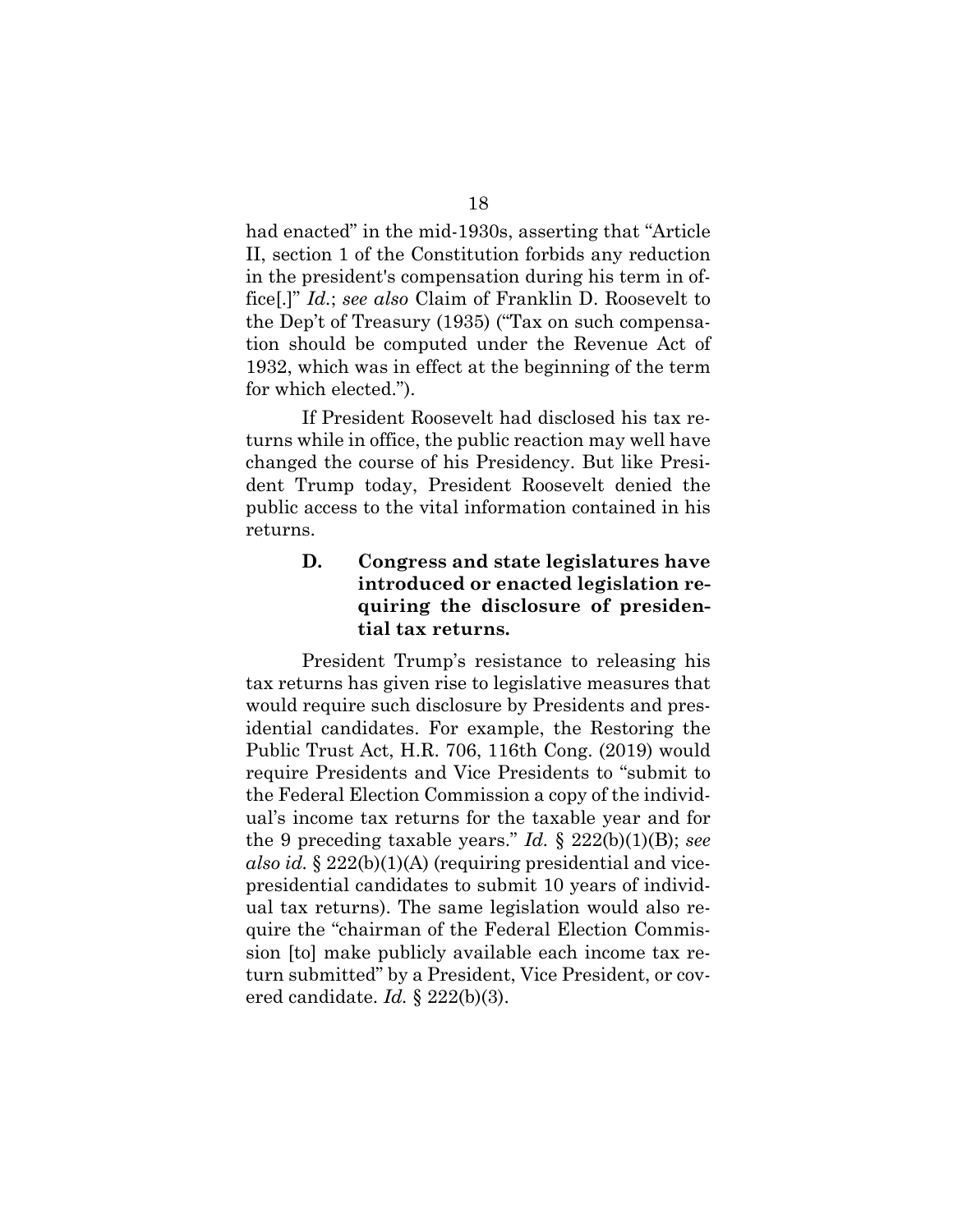had enacted" in the mid-1930s, asserting that "Article II, section 1 of the Constitution forbids any reduction in the president's compensation during his term in office[.]" *Id.*; *see also* Claim of Franklin D. Roosevelt to the Dep't of Treasury (1935) ("Tax on such compensation should be computed under the Revenue Act of 1932, which was in effect at the beginning of the term for which elected.").

If President Roosevelt had disclosed his tax returns while in office, the public reaction may well have changed the course of his Presidency. But like President Trump today, President Roosevelt denied the public access to the vital information contained in his returns.

### D. Congress and state legislatures have introduced or enacted legislation requiring the disclosure of presidential tax returns.

President Trump's resistance to releasing his tax returns has given rise to legislative measures that would require such disclosure by Presidents and presidential candidates. For example, the Restoring the Public Trust Act, H.R. 706, 116th Cong. (2019) would require Presidents and Vice Presidents to "submit to the Federal Election Commission a copy of the individual's income tax returns for the taxable year and for the 9 preceding taxable years." *Id.* § 222(b)(1)(B); *see also id.* § 222(b)(1)(A) (requiring presidential and vice-presidential candidates to submit 10 years of individual tax returns). The same legislation would also require the "chairman of the Federal Election Commission [to] make publicly available each income tax return submitted" by a President, Vice President, or covered candidate. *Id.* § 222(b)(3).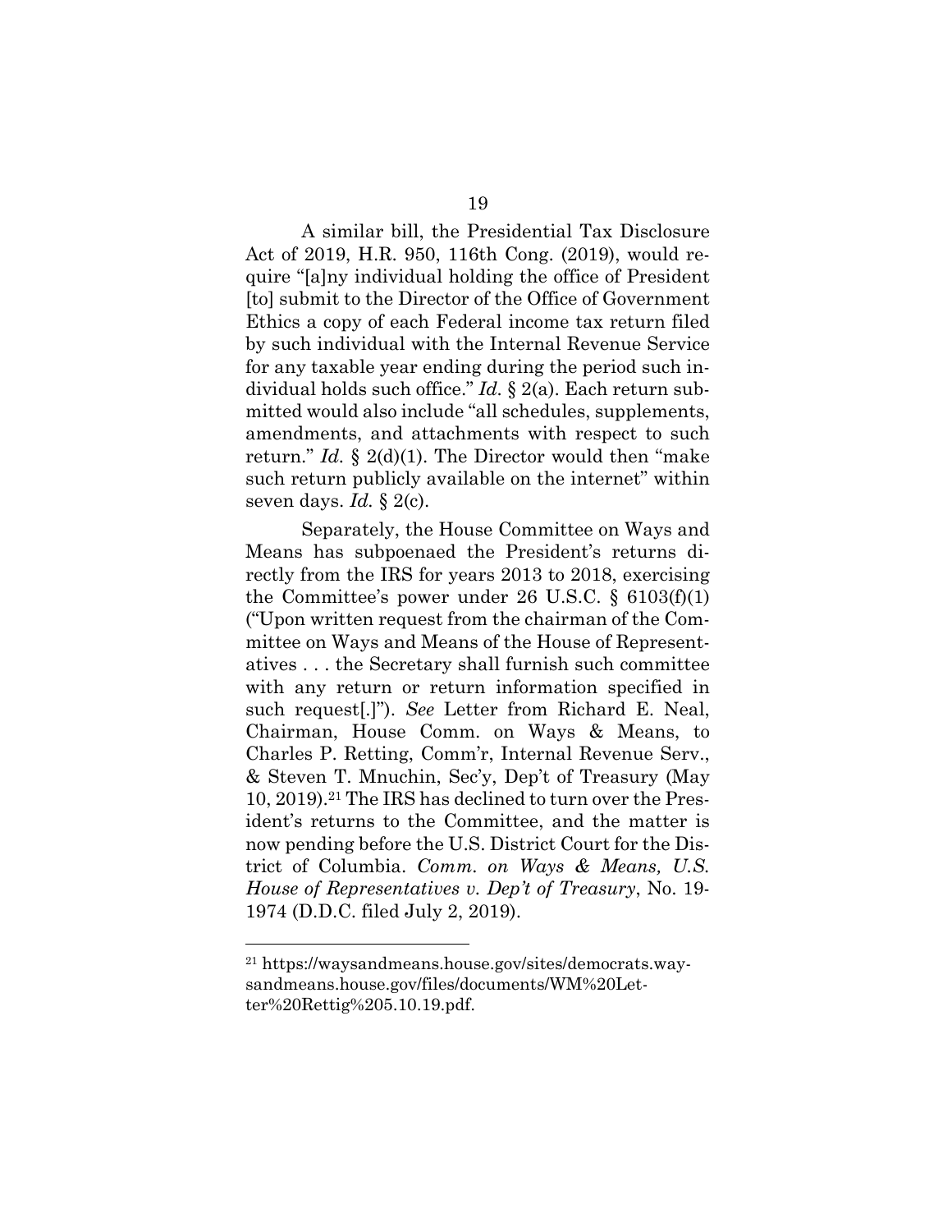A similar bill, the Presidential Tax Disclosure Act of 2019, H.R. 950, 116th Cong. (2019), would require "[a]ny individual holding the office of President [to] submit to the Director of the Office of Government Ethics a copy of each Federal income tax return filed by such individual with the Internal Revenue Service for any taxable year ending during the period such individual holds such office." *Id.* § 2(a). Each return submitted would also include "all schedules, supplements, amendments, and attachments with respect to such return." *Id.* § 2(d)(1). The Director would then "make such return publicly available on the internet" within seven days. *Id.* § 2(c).

Separately, the House Committee on Ways and Means has subpoenaed the President's returns directly from the IRS for years 2013 to 2018, exercising the Committee's power under 26 U.S.C. § 6103(f)(1) ("Upon written request from the chairman of the Committee on Ways and Means of the House of Representatives . . . the Secretary shall furnish such committee with any return or return information specified in such request[.]"). *See* Letter from Richard E. Neal, Chairman, House Comm. on Ways & Means, to Charles P. Retting, Comm'r, Internal Revenue Serv., & Steven T. Mnuchin, Sec'y, Dep't of Treasury (May 10, 2019).[21] The IRS has declined to turn over the President's returns to the Committee, and the matter is now pending before the U.S. District Court for the District of Columbia. *Comm. on Ways & Means, U.S. House of Representatives v. Dep't of Treasury*, No. 19-1974 (D.D.C. filed July 2, 2019).

---

[21] https://waysandmeans.house.gov/sites/democrats.waysandmeans.house.gov/files/documents/WM%20Letter%20Rettig%205.10.19.pdf.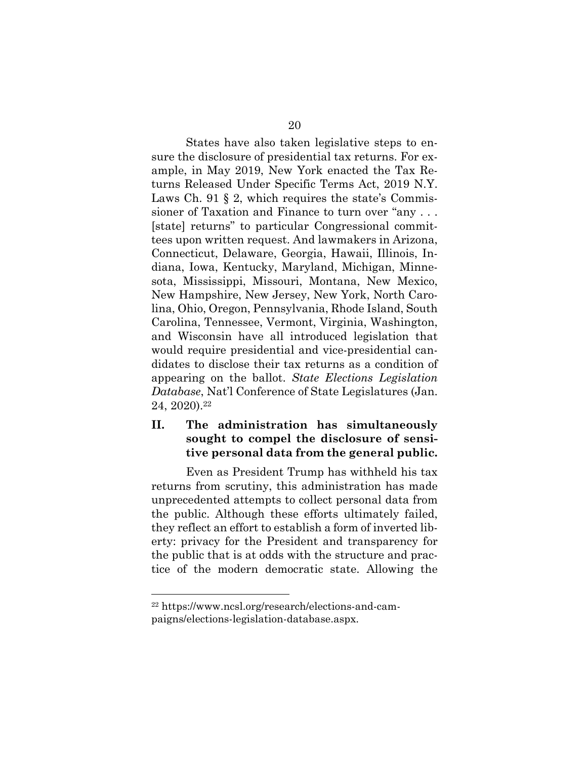States have also taken legislative steps to ensure the disclosure of presidential tax returns. For example, in May 2019, New York enacted the Tax Returns Released Under Specific Terms Act, 2019 N.Y. Laws Ch. 91 § 2, which requires the state's Commissioner of Taxation and Finance to turn over "any . . . [state] returns" to particular Congressional committees upon written request. And lawmakers in Arizona, Connecticut, Delaware, Georgia, Hawaii, Illinois, Indiana, Iowa, Kentucky, Maryland, Michigan, Minnesota, Mississippi, Missouri, Montana, New Mexico, New Hampshire, New Jersey, New York, North Carolina, Ohio, Oregon, Pennsylvania, Rhode Island, South Carolina, Tennessee, Vermont, Virginia, Washington, and Wisconsin have all introduced legislation that would require presidential and vice-presidential candidates to disclose their tax returns as a condition of appearing on the ballot. *State Elections Legislation Database*, Nat'l Conference of State Legislatures (Jan. 24, 2020).[22]

## II. The administration has simultaneously sought to compel the disclosure of sensitive personal data from the general public.

Even as President Trump has withheld his tax returns from scrutiny, this administration has made unprecedented attempts to collect personal data from the public. Although these efforts ultimately failed, they reflect an effort to establish a form of inverted liberty: privacy for the President and transparency for the public that is at odds with the structure and practice of the modern democratic state. Allowing the

[22] https://www.ncsl.org/research/elections-and-campaigns/elections-legislation-database.aspx.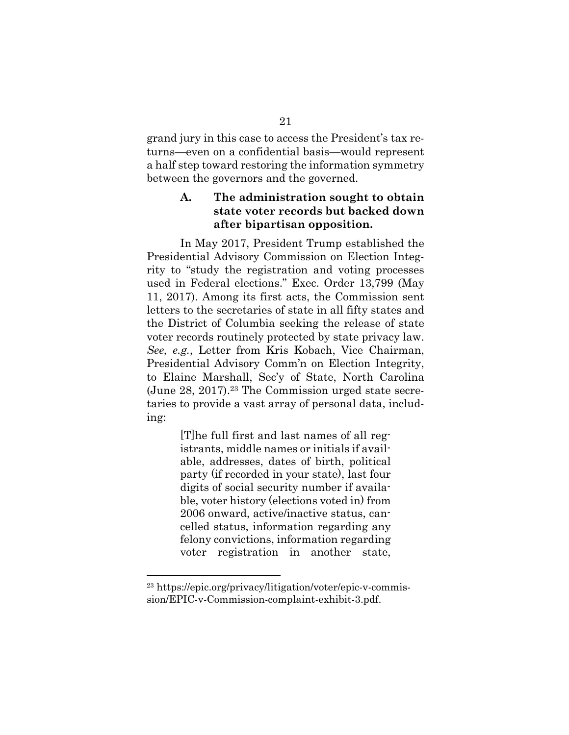grand jury in this case to access the President's tax returns—even on a confidential basis—would represent a half step toward restoring the information symmetry between the governors and the governed.

### A. The administration sought to obtain state voter records but backed down after bipartisan opposition.

In May 2017, President Trump established the Presidential Advisory Commission on Election Integrity to "study the registration and voting processes used in Federal elections." Exec. Order 13,799 (May 11, 2017). Among its first acts, the Commission sent letters to the secretaries of state in all fifty states and the District of Columbia seeking the release of state voter records routinely protected by state privacy law. *See, e.g.*, Letter from Kris Kobach, Vice Chairman, Presidential Advisory Comm'n on Election Integrity, to Elaine Marshall, Sec'y of State, North Carolina (June 28, 2017).[23] The Commission urged state secretaries to provide a vast array of personal data, including:

> [T]he full first and last names of all registrants, middle names or initials if available, addresses, dates of birth, political party (if recorded in your state), last four digits of social security number if available, voter history (elections voted in) from 2006 onward, active/inactive status, cancelled status, information regarding any felony convictions, information regarding voter registration in another state,

[23] https://epic.org/privacy/litigation/voter/epic-v-commission/EPIC-v-Commission-complaint-exhibit-3.pdf.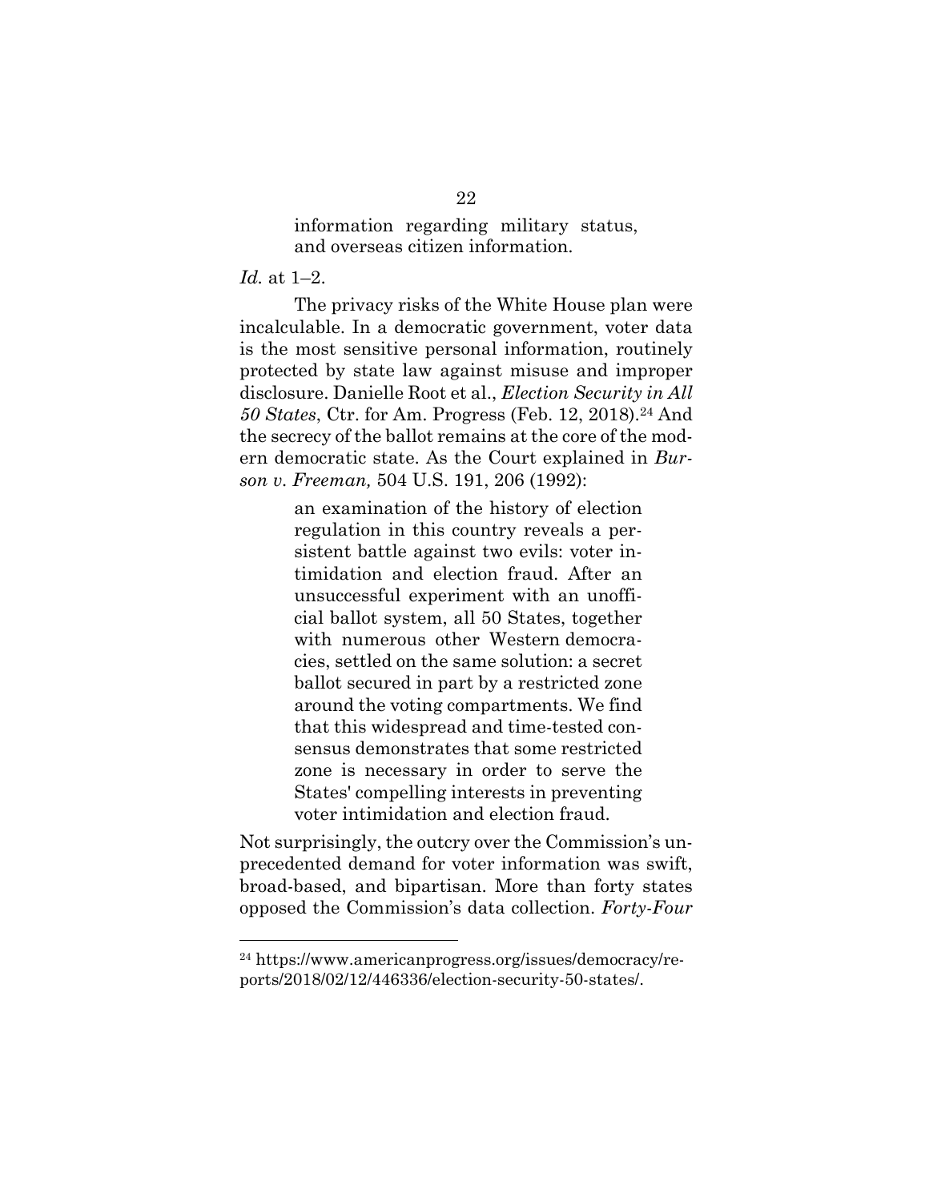> information regarding military status, and overseas citizen information.

*Id.* at 1–2.

The privacy risks of the White House plan were incalculable. In a democratic government, voter data is the most sensitive personal information, routinely protected by state law against misuse and improper disclosure. Danielle Root et al., *Election Security in All 50 States*, Ctr. for Am. Progress (Feb. 12, 2018).[24] And the secrecy of the ballot remains at the core of the modern democratic state. As the Court explained in *Burson v. Freeman,* 504 U.S. 191, 206 (1992):

> an examination of the history of election regulation in this country reveals a persistent battle against two evils: voter intimidation and election fraud. After an unsuccessful experiment with an unofficial ballot system, all 50 States, together with numerous other Western democracies, settled on the same solution: a secret ballot secured in part by a restricted zone around the voting compartments. We find that this widespread and time-tested consensus demonstrates that some restricted zone is necessary in order to serve the States' compelling interests in preventing voter intimidation and election fraud.

Not surprisingly, the outcry over the Commission's unprecedented demand for voter information was swift, broad-based, and bipartisan. More than forty states opposed the Commission's data collection. *Forty-Four*

---

[24] https://www.americanprogress.org/issues/democracy/reports/2018/02/12/446336/election-security-50-states/.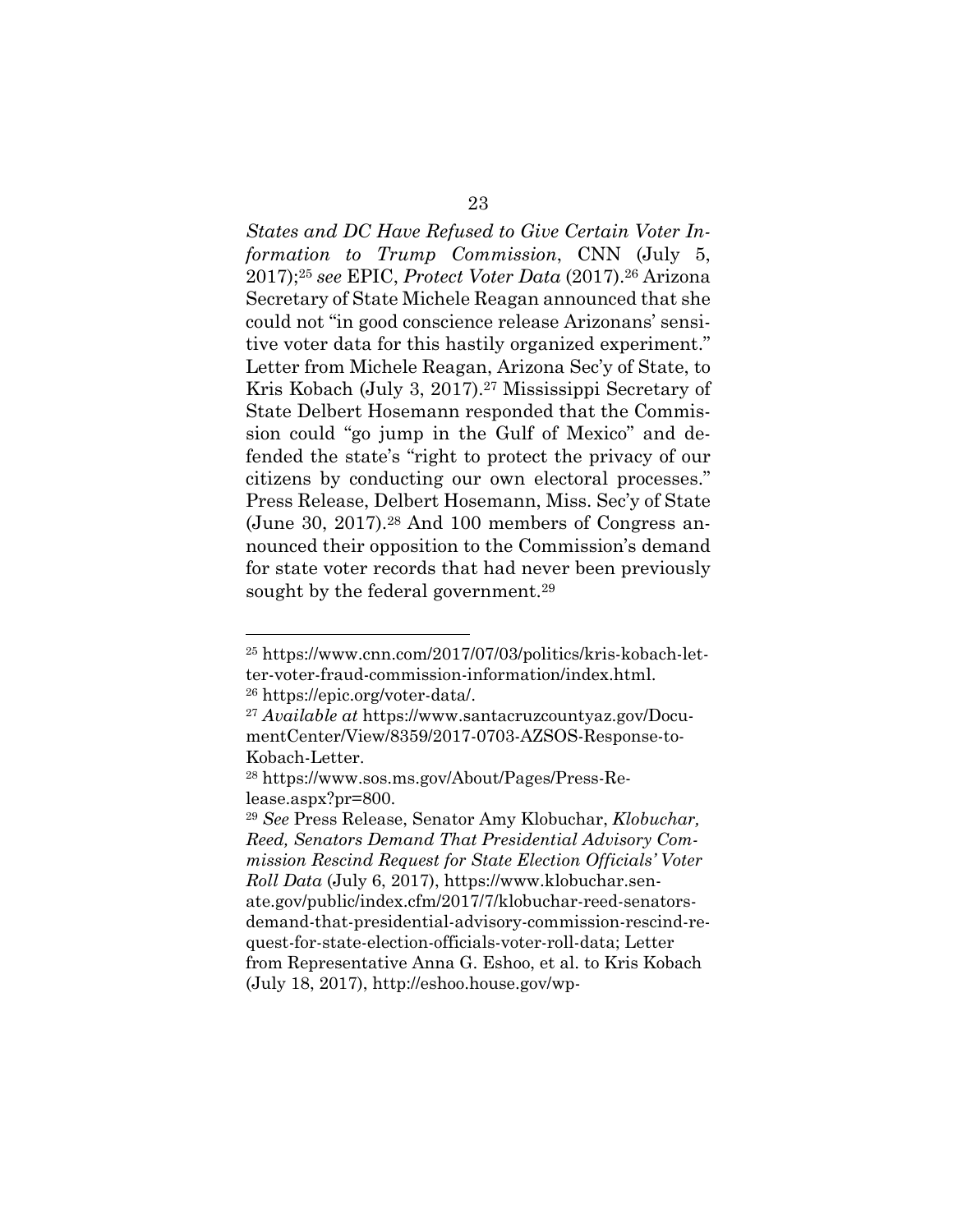*States and DC Have Refused to Give Certain Voter Information to Trump Commission*, CNN (July 5, 2017);[25] *see* EPIC, *Protect Voter Data* (2017).[26] Arizona Secretary of State Michele Reagan announced that she could not "in good conscience release Arizonans' sensitive voter data for this hastily organized experiment." Letter from Michele Reagan, Arizona Sec'y of State, to Kris Kobach (July 3, 2017).[27] Mississippi Secretary of State Delbert Hosemann responded that the Commission could "go jump in the Gulf of Mexico" and defended the state's "right to protect the privacy of our citizens by conducting our own electoral processes." Press Release, Delbert Hosemann, Miss. Sec'y of State (June 30, 2017).[28] And 100 members of Congress announced their opposition to the Commission's demand for state voter records that had never been previously sought by the federal government.[29]

---

[25] https://www.cnn.com/2017/07/03/politics/kris-kobach-letter-voter-fraud-commission-information/index.html.

[26] https://epic.org/voter-data/.

[27] *Available at* https://www.santacruzcountyaz.gov/DocumentCenter/View/8359/2017-0703-AZSOS-Response-to-Kobach-Letter.

[28] https://www.sos.ms.gov/About/Pages/Press-Release.aspx?pr=800.

[29] *See* Press Release, Senator Amy Klobuchar, *Klobuchar, Reed, Senators Demand That Presidential Advisory Commission Rescind Request for State Election Officials' Voter Roll Data* (July 6, 2017), https://www.klobuchar.senate.gov/public/index.cfm/2017/7/klobuchar-reed-senators-demand-that-presidential-advisory-commission-rescind-request-for-state-election-officials-voter-roll-data; Letter from Representative Anna G. Eshoo, et al. to Kris Kobach (July 18, 2017), http://eshoo.house.gov/wp-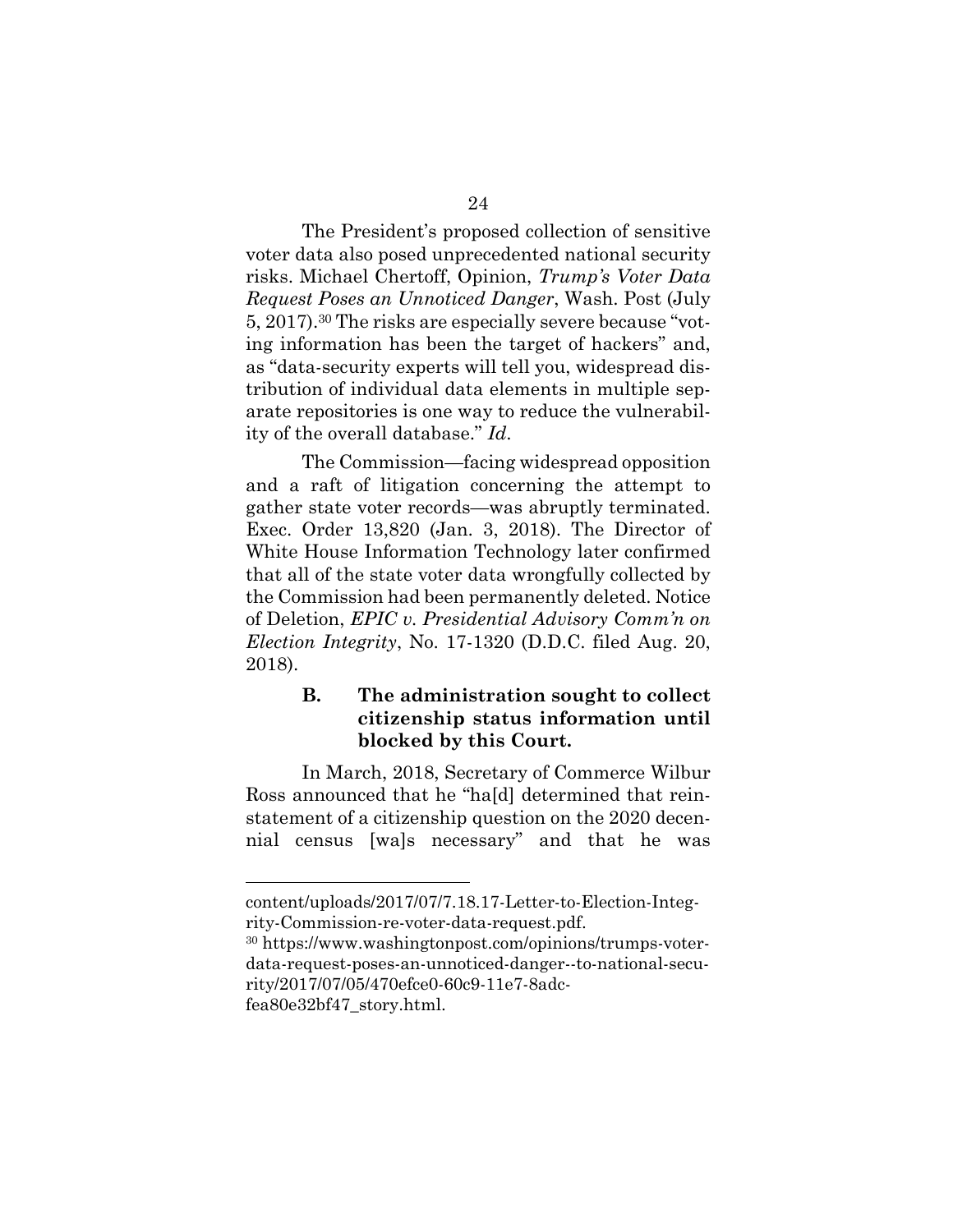The President's proposed collection of sensitive voter data also posed unprecedented national security risks. Michael Chertoff, Opinion, *Trump's Voter Data Request Poses an Unnoticed Danger*, Wash. Post (July 5, 2017).[30] The risks are especially severe because "voting information has been the target of hackers" and, as "data-security experts will tell you, widespread distribution of individual data elements in multiple separate repositories is one way to reduce the vulnerability of the overall database." *Id*.

The Commission—facing widespread opposition and a raft of litigation concerning the attempt to gather state voter records—was abruptly terminated. Exec. Order 13,820 (Jan. 3, 2018). The Director of White House Information Technology later confirmed that all of the state voter data wrongfully collected by the Commission had been permanently deleted. Notice of Deletion, *EPIC v. Presidential Advisory Comm'n on Election Integrity*, No. 17-1320 (D.D.C. filed Aug. 20, 2018).

### B. The administration sought to collect citizenship status information until blocked by this Court.

In March, 2018, Secretary of Commerce Wilbur Ross announced that he "ha[d] determined that reinstatement of a citizenship question on the 2020 decennial census [wa]s necessary" and that he was

---

content/uploads/2017/07/7.18.17-Letter-to-Election-Integrity-Commission-re-voter-data-request.pdf.

[30] https://www.washingtonpost.com/opinions/trumps-voter-data-request-poses-an-unnoticed-danger--to-national-security/2017/07/05/470efce0-60c9-11e7-8adc-fea80e32bf47_story.html.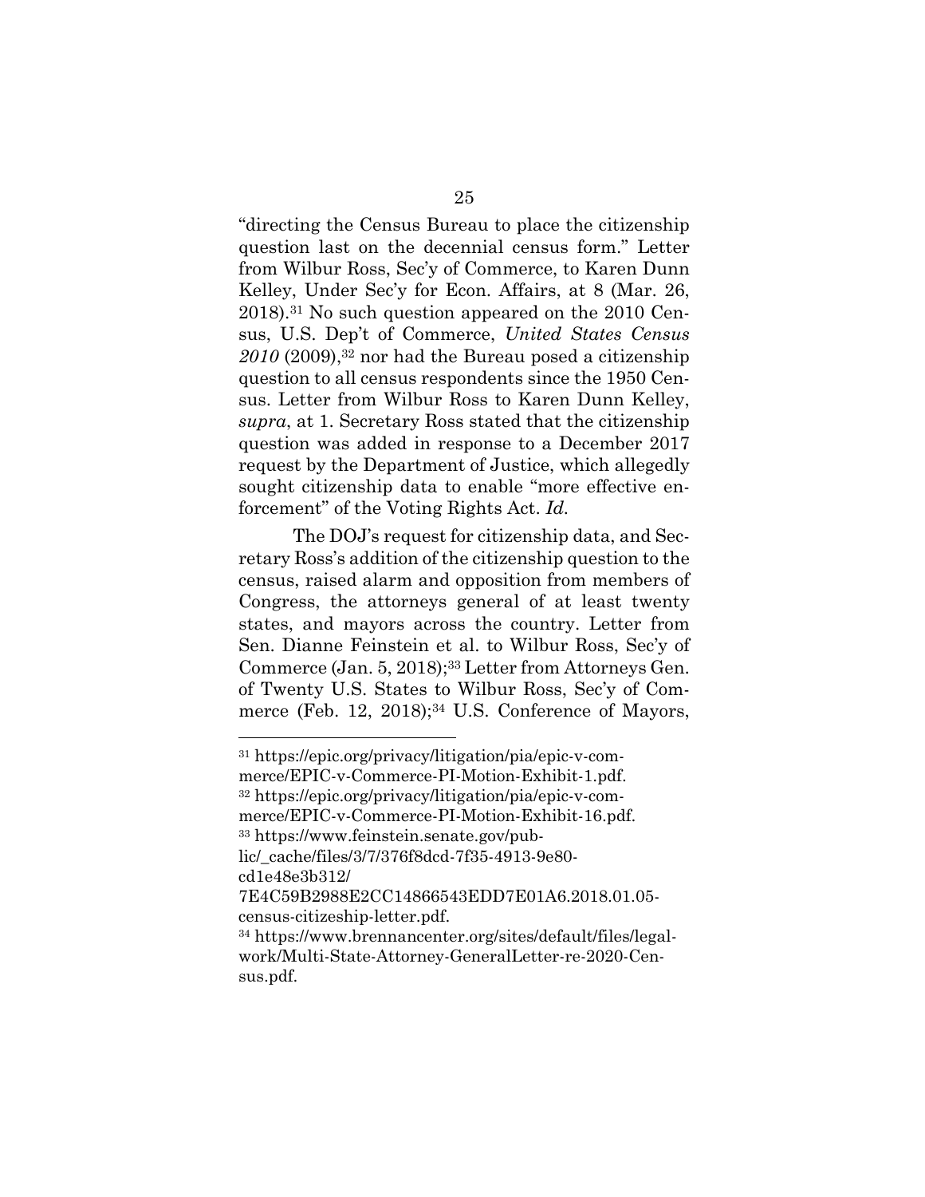"directing the Census Bureau to place the citizenship question last on the decennial census form." Letter from Wilbur Ross, Sec'y of Commerce, to Karen Dunn Kelley, Under Sec'y for Econ. Affairs, at 8 (Mar. 26, 2018).[31] No such question appeared on the 2010 Census, U.S. Dep't of Commerce, *United States Census 2010* (2009),[32] nor had the Bureau posed a citizenship question to all census respondents since the 1950 Census. Letter from Wilbur Ross to Karen Dunn Kelley, *supra*, at 1. Secretary Ross stated that the citizenship question was added in response to a December 2017 request by the Department of Justice, which allegedly sought citizenship data to enable "more effective enforcement" of the Voting Rights Act. *Id.*

The DOJ's request for citizenship data, and Secretary Ross's addition of the citizenship question to the census, raised alarm and opposition from members of Congress, the attorneys general of at least twenty states, and mayors across the country. Letter from Sen. Dianne Feinstein et al. to Wilbur Ross, Sec'y of Commerce (Jan. 5, 2018);[33] Letter from Attorneys Gen. of Twenty U.S. States to Wilbur Ross, Sec'y of Commerce (Feb. 12, 2018);[34] U.S. Conference of Mayors,

---

[31] https://epic.org/privacy/litigation/pia/epic-v-commerce/EPIC-v-Commerce-PI-Motion-Exhibit-1.pdf.

[32] https://epic.org/privacy/litigation/pia/epic-v-commerce/EPIC-v-Commerce-PI-Motion-Exhibit-16.pdf.

[33] https://www.feinstein.senate.gov/public/_cache/files/3/7/376f8dcd-7f35-4913-9e80-cd1e48e3b312/7E4C59B2988E2CC14866543EDD7E01A6.2018.01.05-census-citizeship-letter.pdf.

[34] https://www.brennancenter.org/sites/default/files/legal-work/Multi-State-Attorney-GeneralLetter-re-2020-Census.pdf.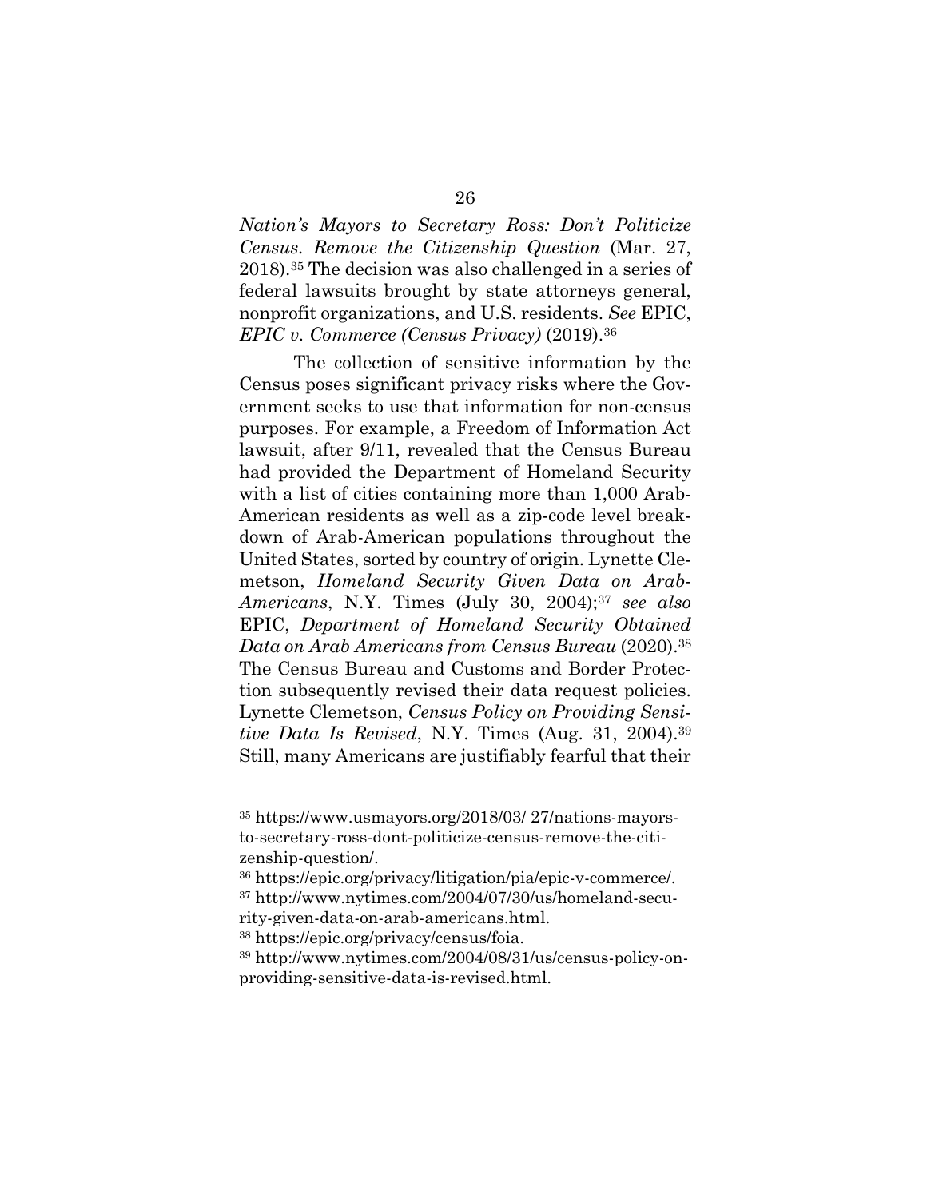*Nation's Mayors to Secretary Ross: Don't Politicize Census. Remove the Citizenship Question* (Mar. 27, 2018).[35] The decision was also challenged in a series of federal lawsuits brought by state attorneys general, nonprofit organizations, and U.S. residents. *See* EPIC, *EPIC v. Commerce (Census Privacy)* (2019).[36]

The collection of sensitive information by the Census poses significant privacy risks where the Government seeks to use that information for non-census purposes. For example, a Freedom of Information Act lawsuit, after 9/11, revealed that the Census Bureau had provided the Department of Homeland Security with a list of cities containing more than 1,000 Arab-American residents as well as a zip-code level breakdown of Arab-American populations throughout the United States, sorted by country of origin. Lynette Clemetson, *Homeland Security Given Data on Arab-Americans*, N.Y. Times (July 30, 2004);[37] *see also* EPIC, *Department of Homeland Security Obtained Data on Arab Americans from Census Bureau* (2020).[38] The Census Bureau and Customs and Border Protection subsequently revised their data request policies. Lynette Clemetson, *Census Policy on Providing Sensitive Data Is Revised*, N.Y. Times (Aug. 31, 2004).[39] Still, many Americans are justifiably fearful that their

---

[35] https://www.usmayors.org/2018/03/ 27/nations-mayors-to-secretary-ross-dont-politicize-census-remove-the-citizenship-question/.

[36] https://epic.org/privacy/litigation/pia/epic-v-commerce/.

[37] http://www.nytimes.com/2004/07/30/us/homeland-security-given-data-on-arab-americans.html.

[38] https://epic.org/privacy/census/foia.

[39] http://www.nytimes.com/2004/08/31/us/census-policy-on-providing-sensitive-data-is-revised.html.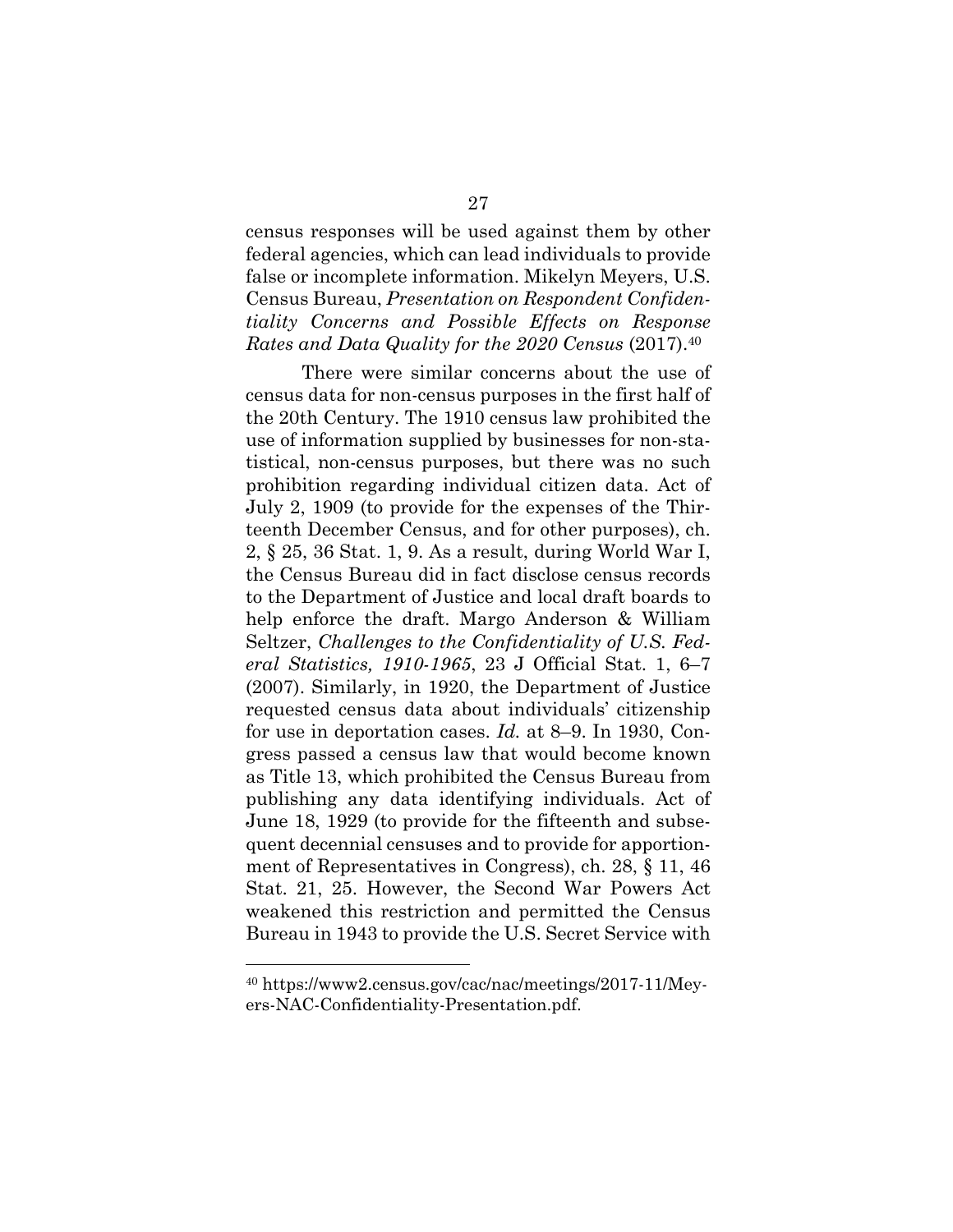census responses will be used against them by other federal agencies, which can lead individuals to provide false or incomplete information. Mikelyn Meyers, U.S. Census Bureau, *Presentation on Respondent Confidentiality Concerns and Possible Effects on Response Rates and Data Quality for the 2020 Census* (2017).[40]

There were similar concerns about the use of census data for non-census purposes in the first half of the 20th Century. The 1910 census law prohibited the use of information supplied by businesses for non-statistical, non-census purposes, but there was no such prohibition regarding individual citizen data. Act of July 2, 1909 (to provide for the expenses of the Thirteenth December Census, and for other purposes), ch. 2, § 25, 36 Stat. 1, 9. As a result, during World War I, the Census Bureau did in fact disclose census records to the Department of Justice and local draft boards to help enforce the draft. Margo Anderson & William Seltzer, *Challenges to the Confidentiality of U.S. Federal Statistics, 1910-1965*, 23 J Official Stat. 1, 6–7 (2007). Similarly, in 1920, the Department of Justice requested census data about individuals' citizenship for use in deportation cases. *Id.* at 8–9. In 1930, Congress passed a census law that would become known as Title 13, which prohibited the Census Bureau from publishing any data identifying individuals. Act of June 18, 1929 (to provide for the fifteenth and subsequent decennial censuses and to provide for apportionment of Representatives in Congress), ch. 28, § 11, 46 Stat. 21, 25. However, the Second War Powers Act weakened this restriction and permitted the Census Bureau in 1943 to provide the U.S. Secret Service with

---

[40] https://www2.census.gov/cac/nac/meetings/2017-11/Meyers-NAC-Confidentiality-Presentation.pdf.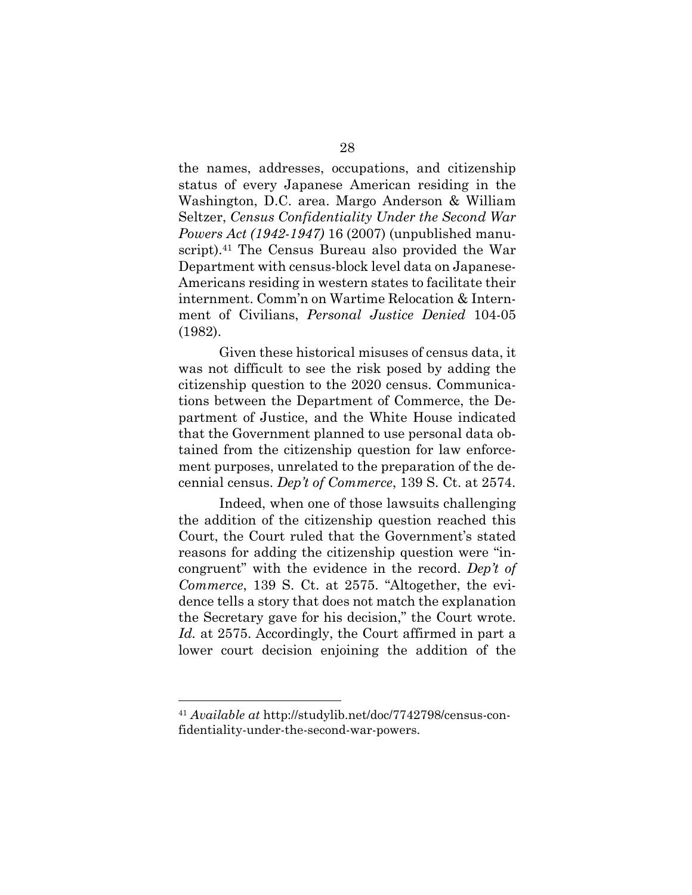the names, addresses, occupations, and citizenship status of every Japanese American residing in the Washington, D.C. area. Margo Anderson & William Seltzer, *Census Confidentiality Under the Second War Powers Act (1942-1947)* 16 (2007) (unpublished manuscript).[41] The Census Bureau also provided the War Department with census-block level data on Japanese-Americans residing in western states to facilitate their internment. Comm'n on Wartime Relocation & Internment of Civilians, *Personal Justice Denied* 104-05 (1982).

Given these historical misuses of census data, it was not difficult to see the risk posed by adding the citizenship question to the 2020 census. Communications between the Department of Commerce, the Department of Justice, and the White House indicated that the Government planned to use personal data obtained from the citizenship question for law enforcement purposes, unrelated to the preparation of the decennial census. *Dep't of Commerce*, 139 S. Ct. at 2574.

Indeed, when one of those lawsuits challenging the addition of the citizenship question reached this Court, the Court ruled that the Government's stated reasons for adding the citizenship question were "incongruent" with the evidence in the record. *Dep't of Commerce*, 139 S. Ct. at 2575. "Altogether, the evidence tells a story that does not match the explanation the Secretary gave for his decision," the Court wrote. *Id.* at 2575. Accordingly, the Court affirmed in part a lower court decision enjoining the addition of the

---

[41] *Available at* http://studylib.net/doc/7742798/census-confidentiality-under-the-second-war-powers.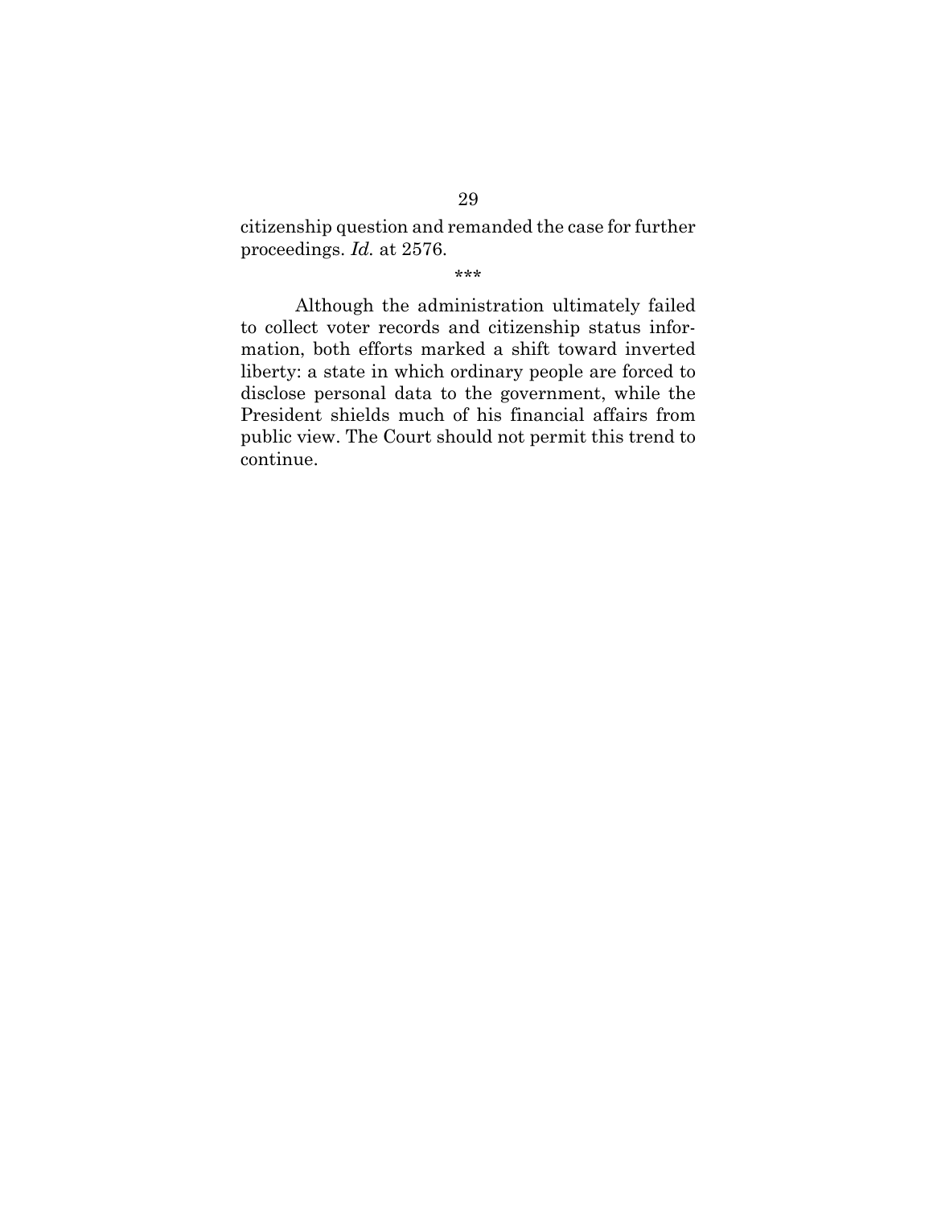citizenship question and remanded the case for further proceedings. *Id.* at 2576.

\*\*\*

Although the administration ultimately failed to collect voter records and citizenship status information, both efforts marked a shift toward inverted liberty: a state in which ordinary people are forced to disclose personal data to the government, while the President shields much of his financial affairs from public view. The Court should not permit this trend to continue.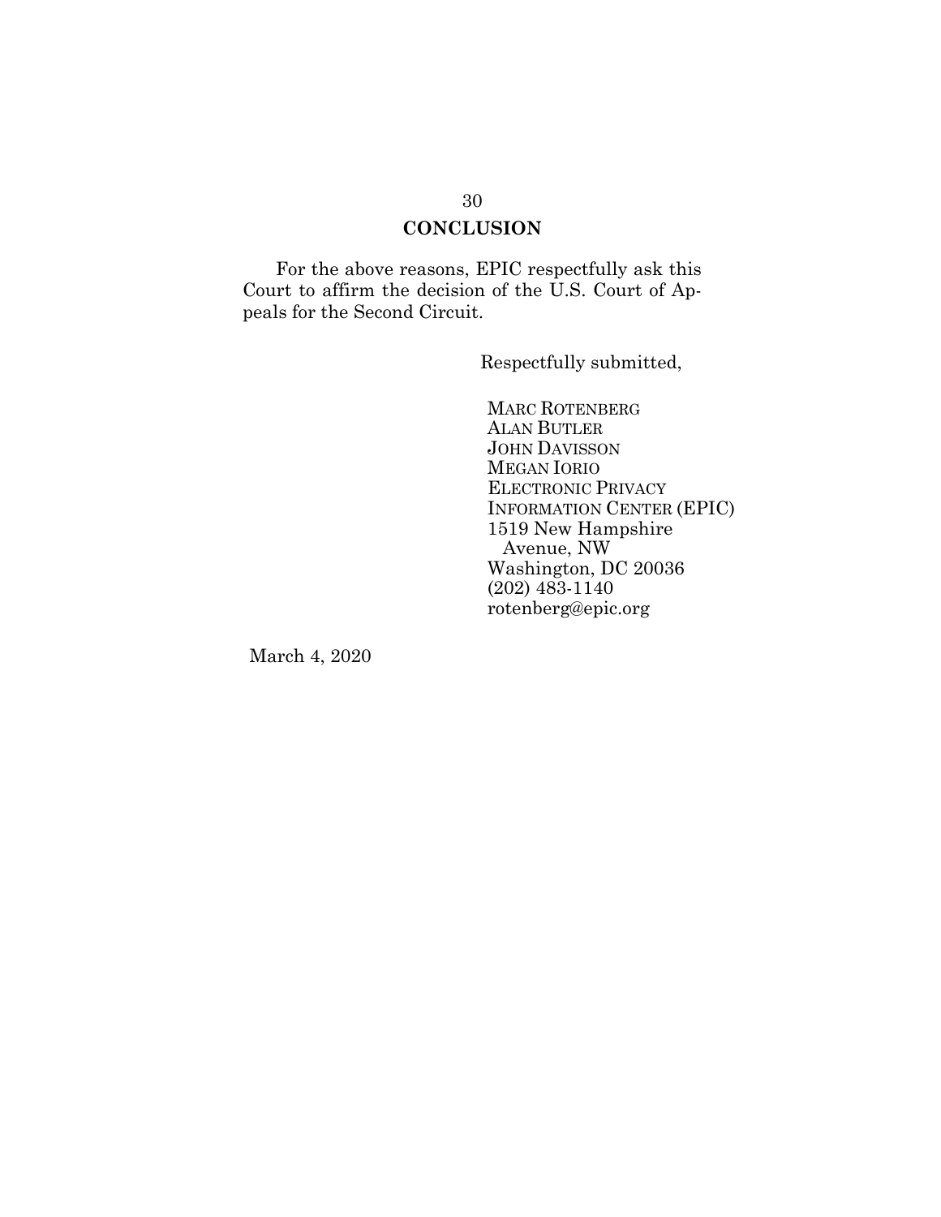## CONCLUSION

For the above reasons, EPIC respectfully ask this Court to affirm the decision of the U.S. Court of Appeals for the Second Circuit.

Respectfully submitted,

MARC ROTENBERG
ALAN BUTLER
JOHN DAVISSON
MEGAN IORIO
ELECTRONIC PRIVACY
INFORMATION CENTER (EPIC)
1519 New Hampshire
Avenue, NW
Washington, DC 20036
(202) 483-1140
rotenberg@epic.org

March 4, 2020